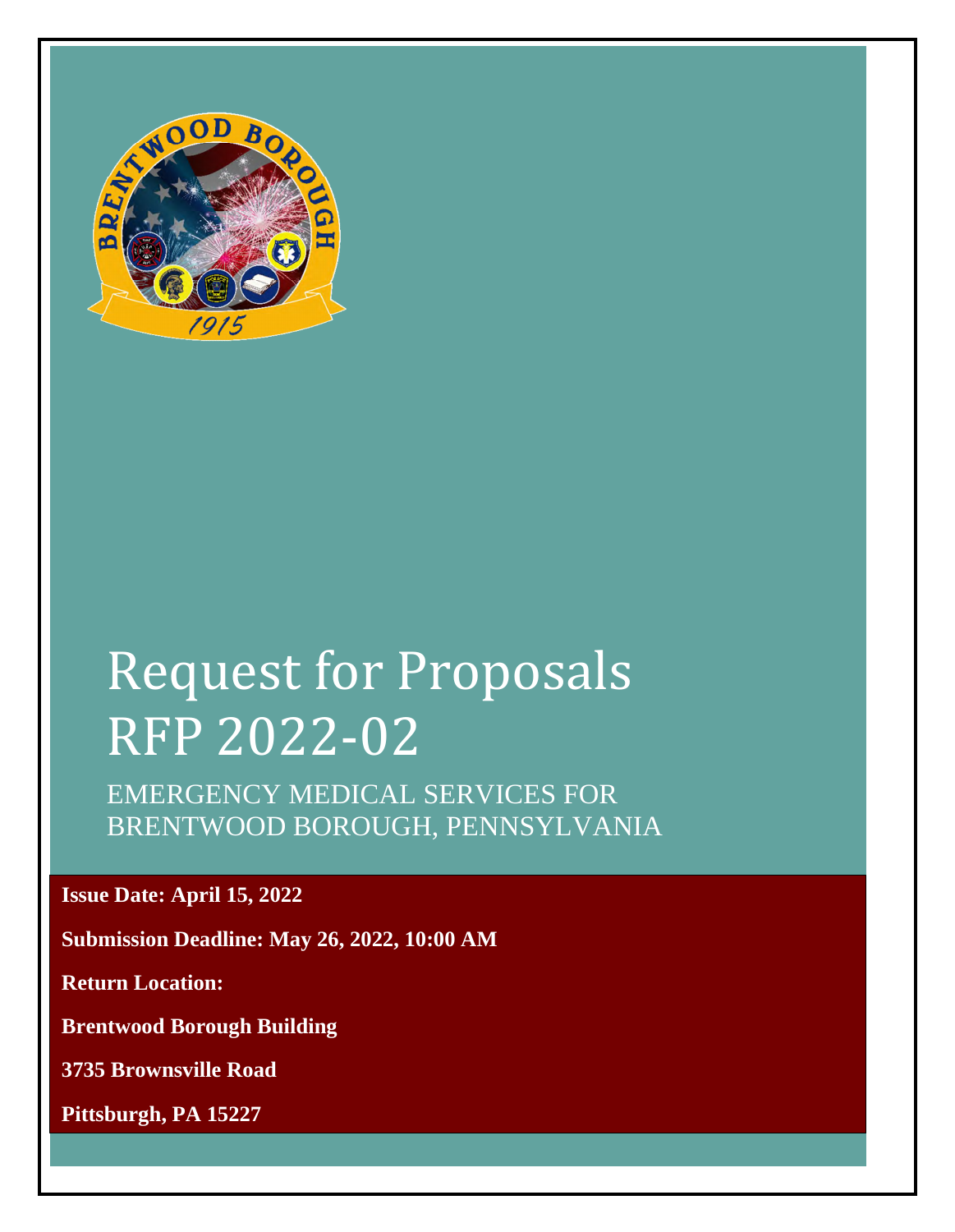# Request for Proposals RFP 2022-02

EMERGENCY MEDICAL SERVICES FOR BRENTWOOD BOROUGH, PENNSYLVANIA

**Issue Date: April 15, 2022**

**Submission Deadline: May 26, 2022, 10:00 AM**

**Return Location:**

**Brentwood Borough Building**

**3735 Brownsville Road**

**Pittsburgh, PA 15227**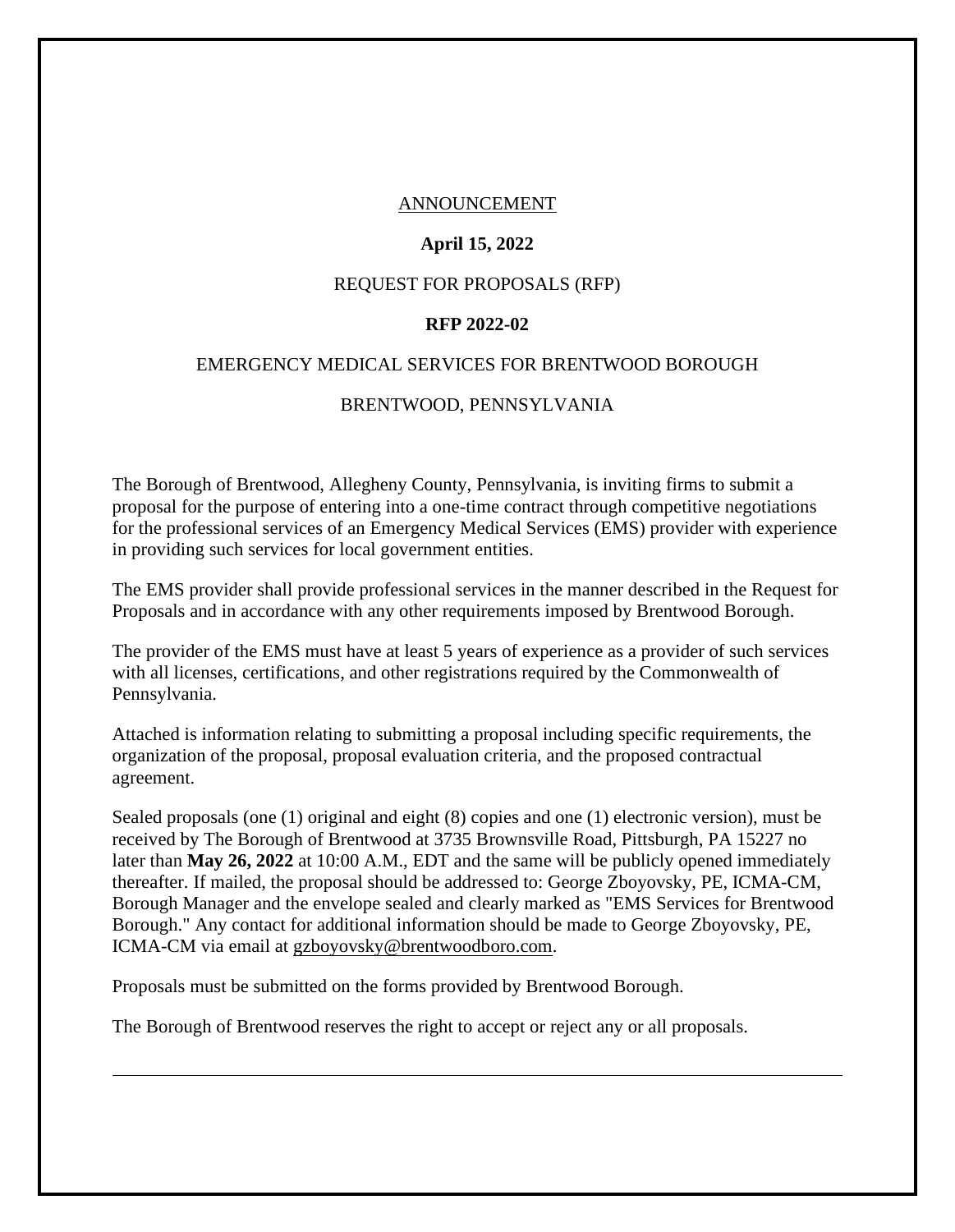<u>ANNOUNCEMENT</u>

**April 15, 2022**

REQUEST FOR PROPOSALS (RFP)

**RFP 2022-02**

EMERGENCY MEDICAL SERVICES FOR BRENTWOOD BOROUGH

BRENTWOOD, PENNSYLVANIA

The Borough of Brentwood, Allegheny County, Pennsylvania, is inviting firms to submit a proposal for the purpose of entering into a one-time contract through competitive negotiations for the professional services of an Emergency Medical Services (EMS) provider with experience in providing such services for local government entities.

The EMS provider shall provide professional services in the manner described in the Request for Proposals and in accordance with any other requirements imposed by Brentwood Borough.

The provider of the EMS must have at least 5 years of experience as a provider of such services with all licenses, certifications, and other registrations required by the Commonwealth of Pennsylvania.

Attached is information relating to submitting a proposal including specific requirements, the organization of the proposal, proposal evaluation criteria, and the proposed contractual agreement.

Sealed proposals (one (1) original and eight (8) copies and one (1) electronic version), must be received by The Borough of Brentwood at 3735 Brownsville Road, Pittsburgh, PA 15227 no later than **May 26, 2022** at 10:00 A.M., EDT and the same will be publicly opened immediately thereafter. If mailed, the proposal should be addressed to: George Zboyovsky, PE, ICMA-CM, Borough Manager and the envelope sealed and clearly marked as "EMS Services for Brentwood Borough." Any contact for additional information should be made to George Zboyovsky, PE, ICMA-CM via email at gzboyovsky@brentwoodboro.com.

Proposals must be submitted on the forms provided by Brentwood Borough.

The Borough of Brentwood reserves the right to accept or reject any or all proposals.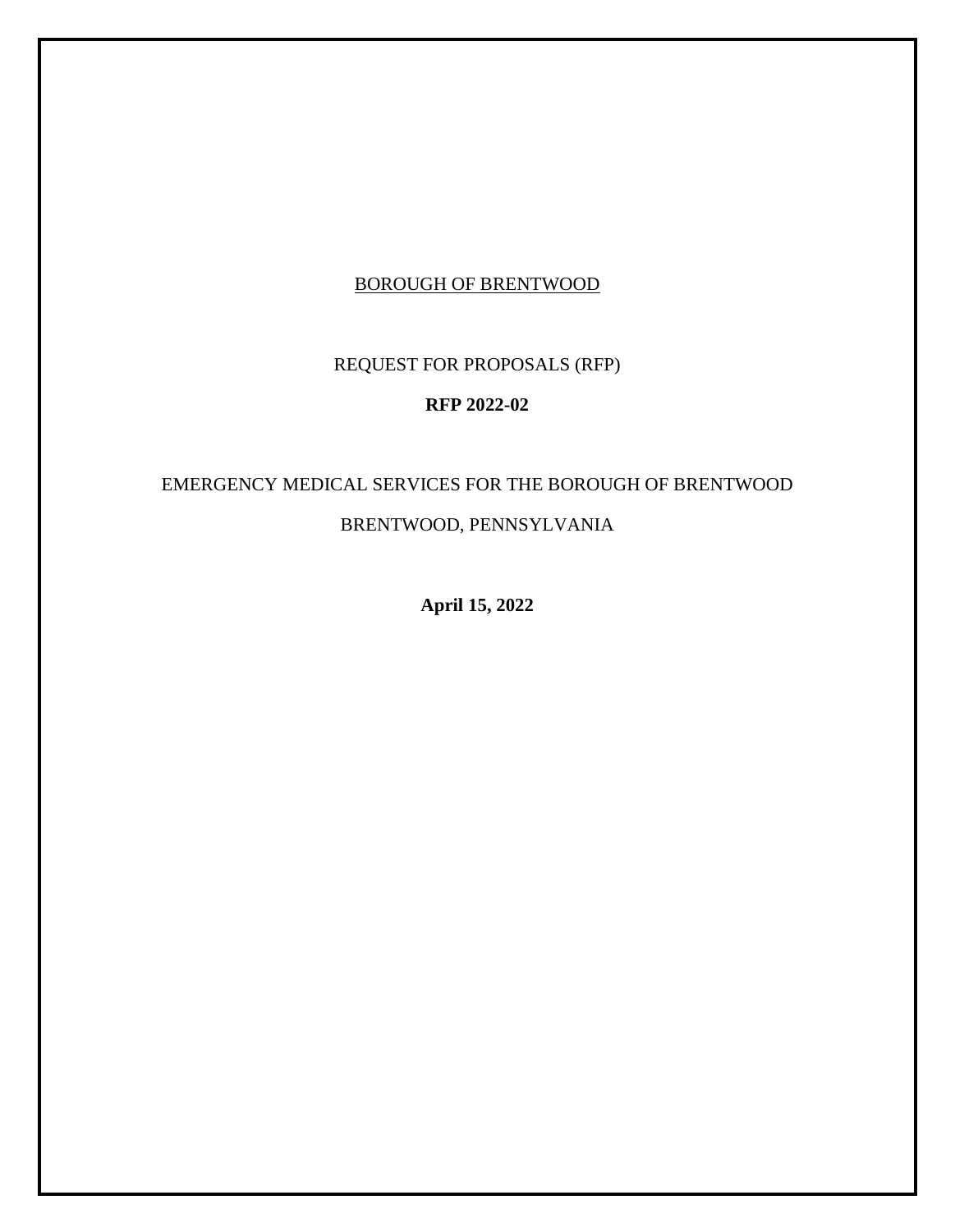BOROUGH OF BRENTWOOD

REQUEST FOR PROPOSALS (RFP)

**RFP 2022-02**

EMERGENCY MEDICAL SERVICES FOR THE BOROUGH OF BRENTWOOD

BRENTWOOD, PENNSYLVANIA

**April 15, 2022**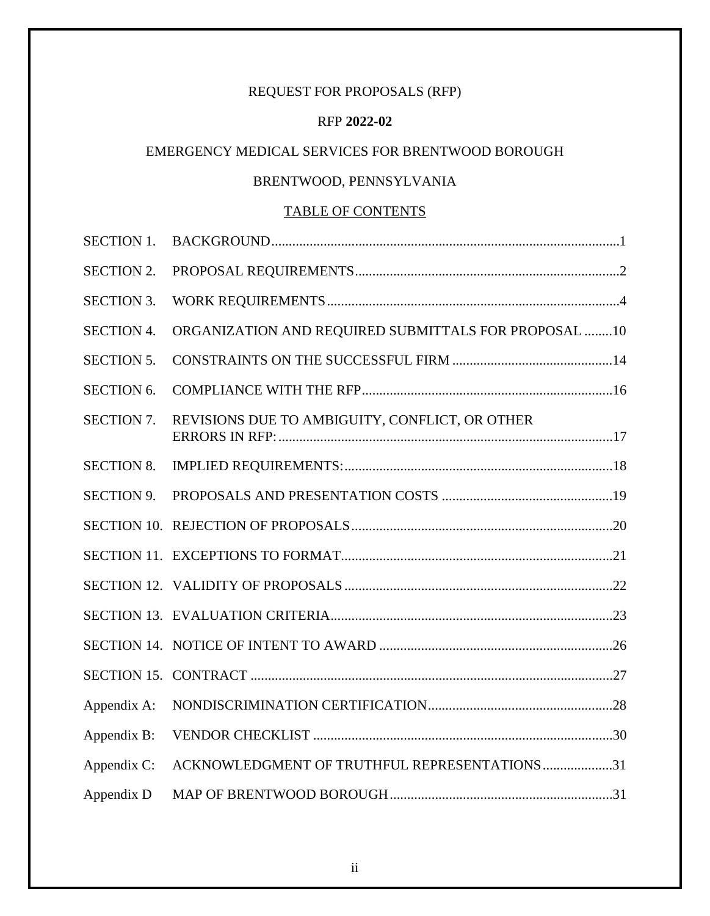REQUEST FOR PROPOSALS (RFP)

RFP **2022-02**

EMERGENCY MEDICAL SERVICES FOR BRENTWOOD BOROUGH

BRENTWOOD, PENNSYLVANIA

TABLE OF CONTENTS

| | | |
|---|---|---|
| SECTION 1. | BACKGROUND | 1 |
| SECTION 2. | PROPOSAL REQUIREMENTS | 2 |
| SECTION 3. | WORK REQUIREMENTS | 4 |
| SECTION 4. | ORGANIZATION AND REQUIRED SUBMITTALS FOR PROPOSAL | 10 |
| SECTION 5. | CONSTRAINTS ON THE SUCCESSFUL FIRM | 14 |
| SECTION 6. | COMPLIANCE WITH THE RFP | 16 |
| SECTION 7. | REVISIONS DUE TO AMBIGUITY, CONFLICT, OR OTHER ERRORS IN RFP: | 17 |
| SECTION 8. | IMPLIED REQUIREMENTS: | 18 |
| SECTION 9. | PROPOSALS AND PRESENTATION COSTS | 19 |
| SECTION 10. | REJECTION OF PROPOSALS | 20 |
| SECTION 11. | EXCEPTIONS TO FORMAT | 21 |
| SECTION 12. | VALIDITY OF PROPOSALS | 22 |
| SECTION 13. | EVALUATION CRITERIA | 23 |
| SECTION 14. | NOTICE OF INTENT TO AWARD | 26 |
| SECTION 15. | CONTRACT | 27 |
| Appendix A: | NONDISCRIMINATION CERTIFICATION | 28 |
| Appendix B: | VENDOR CHECKLIST | 30 |
| Appendix C: | ACKNOWLEDGMENT OF TRUTHFUL REPRESENTATIONS | 31 |
| Appendix D | MAP OF BRENTWOOD BOROUGH | 31 |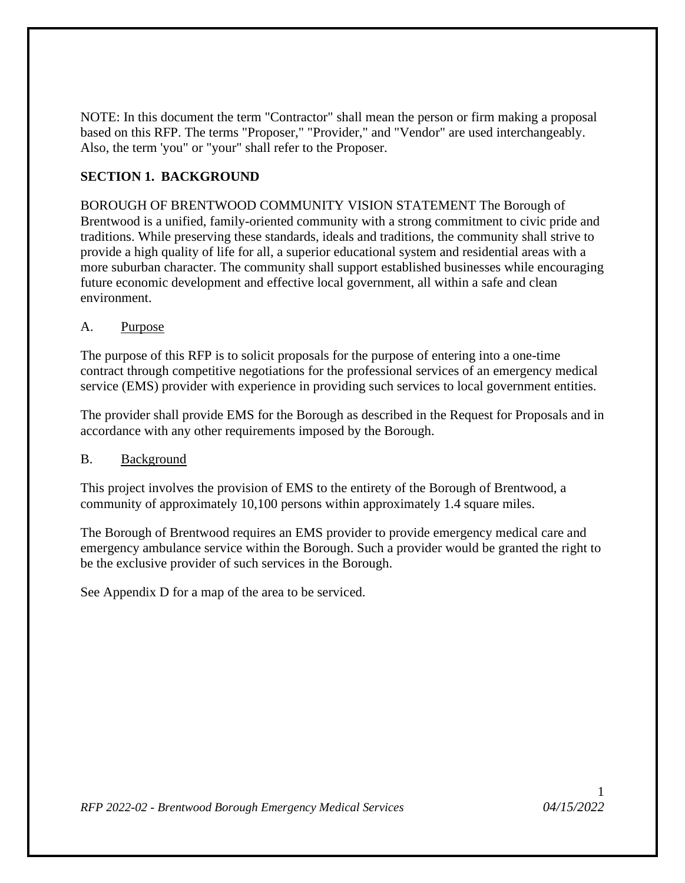NOTE: In this document the term "Contractor" shall mean the person or firm making a proposal based on this RFP. The terms "Proposer," "Provider," and "Vendor" are used interchangeably. Also, the term 'you" or "your" shall refer to the Proposer.

## SECTION 1. BACKGROUND

BOROUGH OF BRENTWOOD COMMUNITY VISION STATEMENT The Borough of Brentwood is a unified, family-oriented community with a strong commitment to civic pride and traditions. While preserving these standards, ideals and traditions, the community shall strive to provide a high quality of life for all, a superior educational system and residential areas with a more suburban character. The community shall support established businesses while encouraging future economic development and effective local government, all within a safe and clean environment.

### A. Purpose

The purpose of this RFP is to solicit proposals for the purpose of entering into a one-time contract through competitive negotiations for the professional services of an emergency medical service (EMS) provider with experience in providing such services to local government entities.

The provider shall provide EMS for the Borough as described in the Request for Proposals and in accordance with any other requirements imposed by the Borough.

### B. Background

This project involves the provision of EMS to the entirety of the Borough of Brentwood, a community of approximately 10,100 persons within approximately 1.4 square miles.

The Borough of Brentwood requires an EMS provider to provide emergency medical care and emergency ambulance service within the Borough. Such a provider would be granted the right to be the exclusive provider of such services in the Borough.

See Appendix D for a map of the area to be serviced.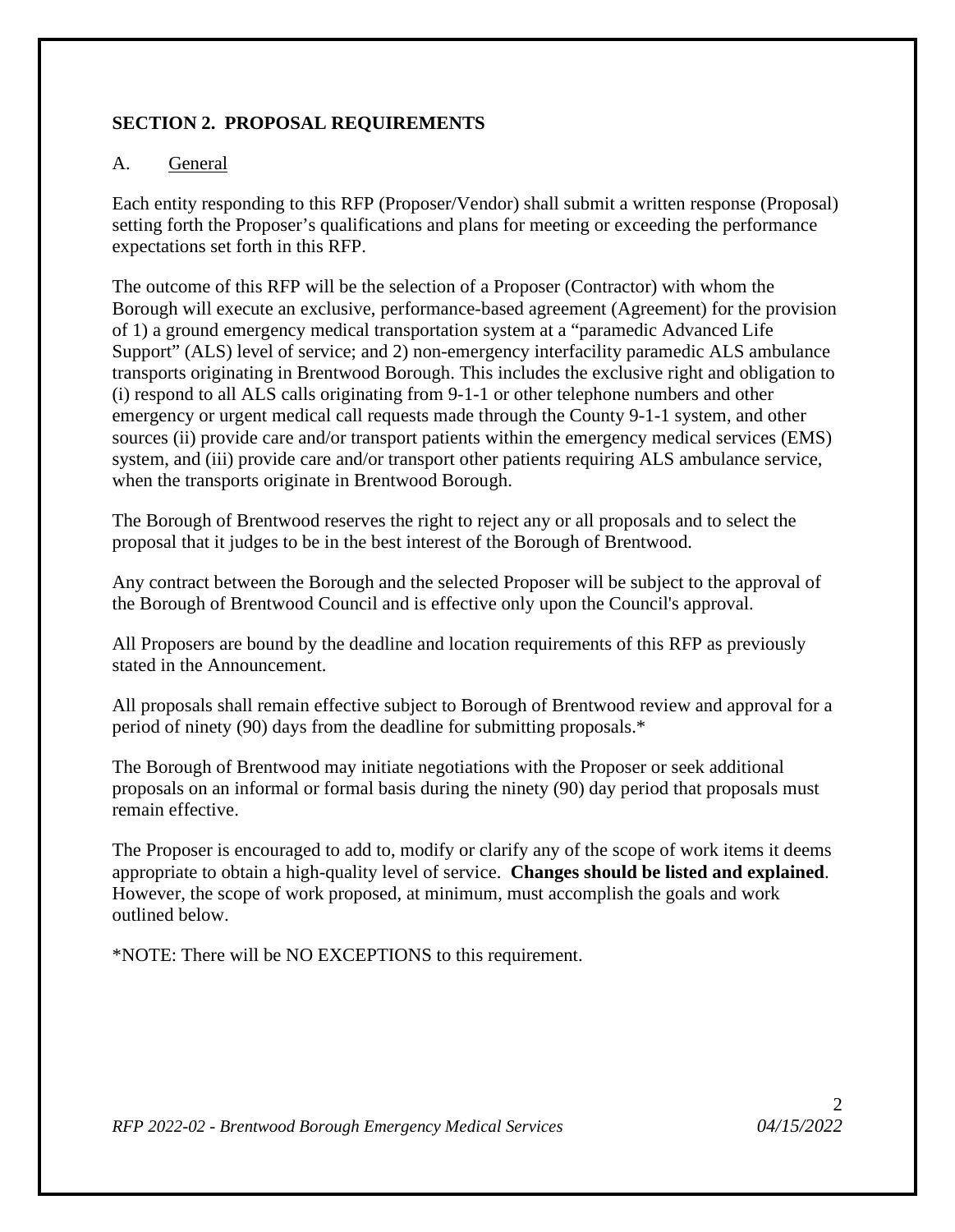## SECTION 2. PROPOSAL REQUIREMENTS

A. General

Each entity responding to this RFP (Proposer/Vendor) shall submit a written response (Proposal) setting forth the Proposer's qualifications and plans for meeting or exceeding the performance expectations set forth in this RFP.

The outcome of this RFP will be the selection of a Proposer (Contractor) with whom the Borough will execute an exclusive, performance-based agreement (Agreement) for the provision of 1) a ground emergency medical transportation system at a "paramedic Advanced Life Support" (ALS) level of service; and 2) non-emergency interfacility paramedic ALS ambulance transports originating in Brentwood Borough. This includes the exclusive right and obligation to (i) respond to all ALS calls originating from 9-1-1 or other telephone numbers and other emergency or urgent medical call requests made through the County 9-1-1 system, and other sources (ii) provide care and/or transport patients within the emergency medical services (EMS) system, and (iii) provide care and/or transport other patients requiring ALS ambulance service, when the transports originate in Brentwood Borough.

The Borough of Brentwood reserves the right to reject any or all proposals and to select the proposal that it judges to be in the best interest of the Borough of Brentwood.

Any contract between the Borough and the selected Proposer will be subject to the approval of the Borough of Brentwood Council and is effective only upon the Council's approval.

All Proposers are bound by the deadline and location requirements of this RFP as previously stated in the Announcement.

All proposals shall remain effective subject to Borough of Brentwood review and approval for a period of ninety (90) days from the deadline for submitting proposals.*

The Borough of Brentwood may initiate negotiations with the Proposer or seek additional proposals on an informal or formal basis during the ninety (90) day period that proposals must remain effective.

The Proposer is encouraged to add to, modify or clarify any of the scope of work items it deems appropriate to obtain a high-quality level of service. **Changes should be listed and explained**. However, the scope of work proposed, at minimum, must accomplish the goals and work outlined below.

*NOTE: There will be NO EXCEPTIONS to this requirement.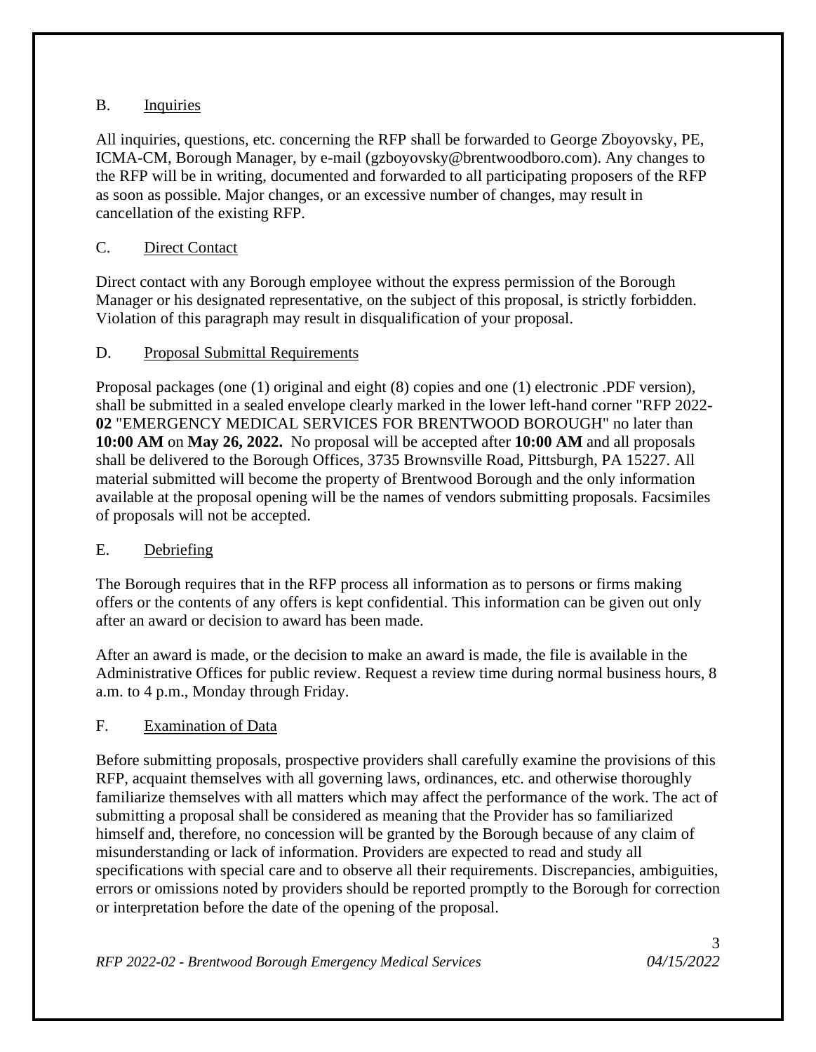B. Inquiries

All inquiries, questions, etc. concerning the RFP shall be forwarded to George Zboyovsky, PE, ICMA-CM, Borough Manager, by e-mail (gzboyovsky@brentwoodboro.com). Any changes to the RFP will be in writing, documented and forwarded to all participating proposers of the RFP as soon as possible. Major changes, or an excessive number of changes, may result in cancellation of the existing RFP.

C. Direct Contact

Direct contact with any Borough employee without the express permission of the Borough Manager or his designated representative, on the subject of this proposal, is strictly forbidden. Violation of this paragraph may result in disqualification of your proposal.

D. Proposal Submittal Requirements

Proposal packages (one (1) original and eight (8) copies and one (1) electronic .PDF version), shall be submitted in a sealed envelope clearly marked in the lower left-hand corner "RFP 2022-**02** "EMERGENCY MEDICAL SERVICES FOR BRENTWOOD BOROUGH" no later than **10:00 AM** on **May 26, 2022.** No proposal will be accepted after **10:00 AM** and all proposals shall be delivered to the Borough Offices, 3735 Brownsville Road, Pittsburgh, PA 15227. All material submitted will become the property of Brentwood Borough and the only information available at the proposal opening will be the names of vendors submitting proposals. Facsimiles of proposals will not be accepted.

E. Debriefing

The Borough requires that in the RFP process all information as to persons or firms making offers or the contents of any offers is kept confidential. This information can be given out only after an award or decision to award has been made.

After an award is made, or the decision to make an award is made, the file is available in the Administrative Offices for public review. Request a review time during normal business hours, 8 a.m. to 4 p.m., Monday through Friday.

F. Examination of Data

Before submitting proposals, prospective providers shall carefully examine the provisions of this RFP, acquaint themselves with all governing laws, ordinances, etc. and otherwise thoroughly familiarize themselves with all matters which may affect the performance of the work. The act of submitting a proposal shall be considered as meaning that the Provider has so familiarized himself and, therefore, no concession will be granted by the Borough because of any claim of misunderstanding or lack of information. Providers are expected to read and study all specifications with special care and to observe all their requirements. Discrepancies, ambiguities, errors or omissions noted by providers should be reported promptly to the Borough for correction or interpretation before the date of the opening of the proposal.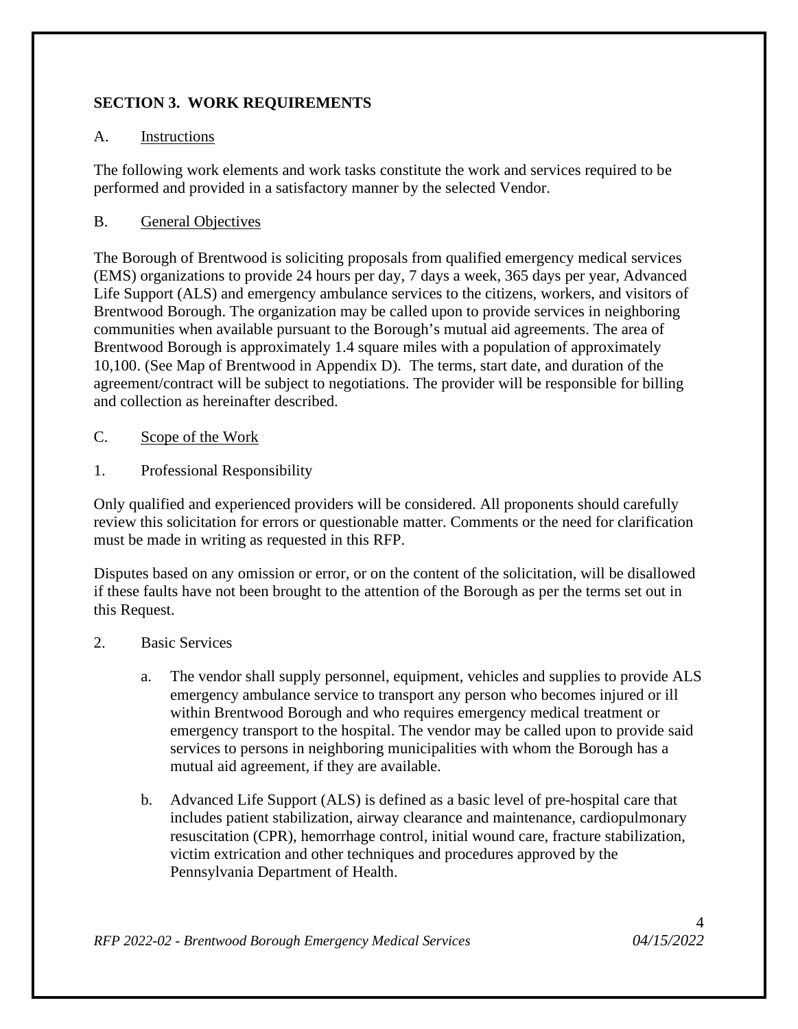## SECTION 3. WORK REQUIREMENTS

A. Instructions

The following work elements and work tasks constitute the work and services required to be performed and provided in a satisfactory manner by the selected Vendor.

B. General Objectives

The Borough of Brentwood is soliciting proposals from qualified emergency medical services (EMS) organizations to provide 24 hours per day, 7 days a week, 365 days per year, Advanced Life Support (ALS) and emergency ambulance services to the citizens, workers, and visitors of Brentwood Borough. The organization may be called upon to provide services in neighboring communities when available pursuant to the Borough's mutual aid agreements. The area of Brentwood Borough is approximately 1.4 square miles with a population of approximately 10,100. (See Map of Brentwood in Appendix D). The terms, start date, and duration of the agreement/contract will be subject to negotiations. The provider will be responsible for billing and collection as hereinafter described.

C. Scope of the Work

1. Professional Responsibility

Only qualified and experienced providers will be considered. All proponents should carefully review this solicitation for errors or questionable matter. Comments or the need for clarification must be made in writing as requested in this RFP.

Disputes based on any omission or error, or on the content of the solicitation, will be disallowed if these faults have not been brought to the attention of the Borough as per the terms set out in this Request.

2. Basic Services

   a. The vendor shall supply personnel, equipment, vehicles and supplies to provide ALS emergency ambulance service to transport any person who becomes injured or ill within Brentwood Borough and who requires emergency medical treatment or emergency transport to the hospital. The vendor may be called upon to provide said services to persons in neighboring municipalities with whom the Borough has a mutual aid agreement, if they are available.

   b. Advanced Life Support (ALS) is defined as a basic level of pre-hospital care that includes patient stabilization, airway clearance and maintenance, cardiopulmonary resuscitation (CPR), hemorrhage control, initial wound care, fracture stabilization, victim extrication and other techniques and procedures approved by the Pennsylvania Department of Health.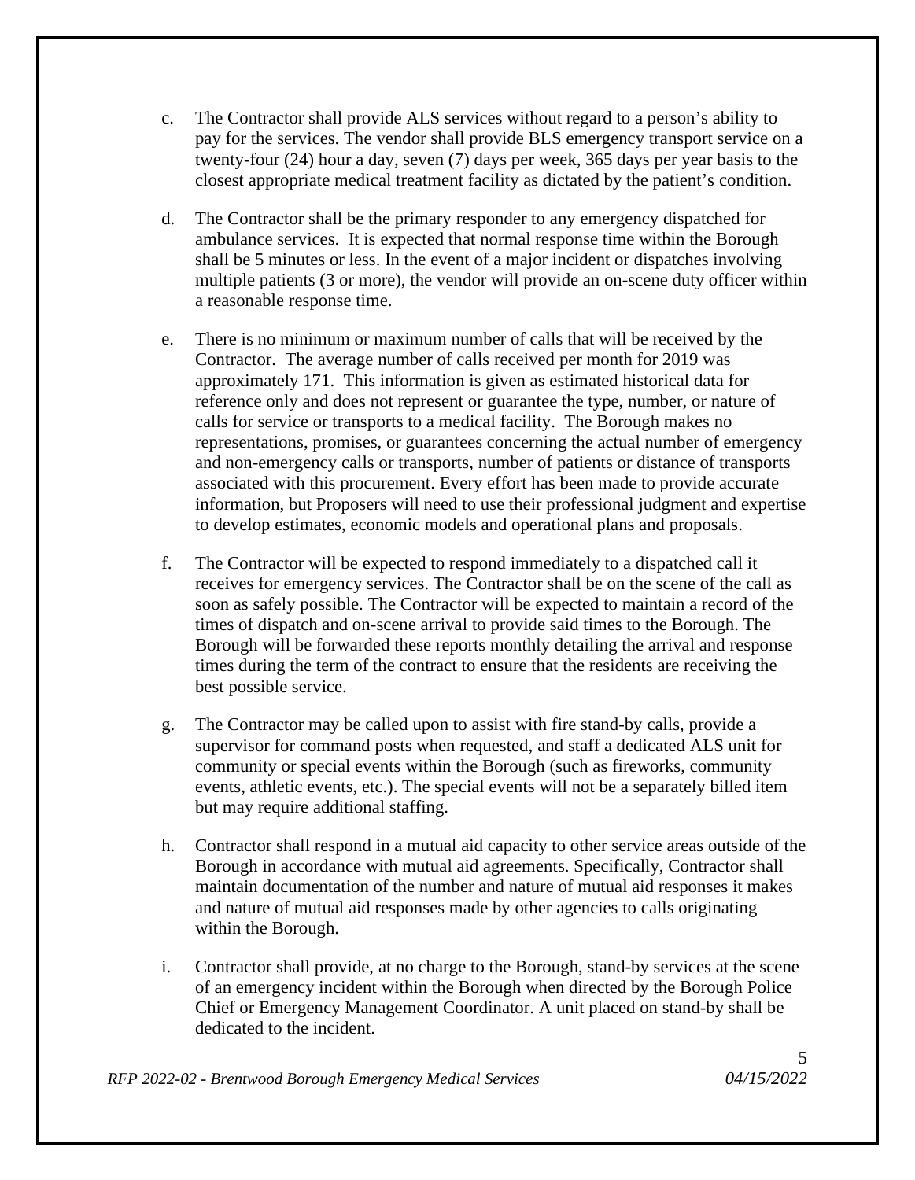c. The Contractor shall provide ALS services without regard to a person's ability to pay for the services. The vendor shall provide BLS emergency transport service on a twenty-four (24) hour a day, seven (7) days per week, 365 days per year basis to the closest appropriate medical treatment facility as dictated by the patient's condition.

d. The Contractor shall be the primary responder to any emergency dispatched for ambulance services. It is expected that normal response time within the Borough shall be 5 minutes or less. In the event of a major incident or dispatches involving multiple patients (3 or more), the vendor will provide an on-scene duty officer within a reasonable response time.

e. There is no minimum or maximum number of calls that will be received by the Contractor. The average number of calls received per month for 2019 was approximately 171. This information is given as estimated historical data for reference only and does not represent or guarantee the type, number, or nature of calls for service or transports to a medical facility. The Borough makes no representations, promises, or guarantees concerning the actual number of emergency and non-emergency calls or transports, number of patients or distance of transports associated with this procurement. Every effort has been made to provide accurate information, but Proposers will need to use their professional judgment and expertise to develop estimates, economic models and operational plans and proposals.

f. The Contractor will be expected to respond immediately to a dispatched call it receives for emergency services. The Contractor shall be on the scene of the call as soon as safely possible. The Contractor will be expected to maintain a record of the times of dispatch and on-scene arrival to provide said times to the Borough. The Borough will be forwarded these reports monthly detailing the arrival and response times during the term of the contract to ensure that the residents are receiving the best possible service.

g. The Contractor may be called upon to assist with fire stand-by calls, provide a supervisor for command posts when requested, and staff a dedicated ALS unit for community or special events within the Borough (such as fireworks, community events, athletic events, etc.). The special events will not be a separately billed item but may require additional staffing.

h. Contractor shall respond in a mutual aid capacity to other service areas outside of the Borough in accordance with mutual aid agreements. Specifically, Contractor shall maintain documentation of the number and nature of mutual aid responses it makes and nature of mutual aid responses made by other agencies to calls originating within the Borough.

i. Contractor shall provide, at no charge to the Borough, stand-by services at the scene of an emergency incident within the Borough when directed by the Borough Police Chief or Emergency Management Coordinator. A unit placed on stand-by shall be dedicated to the incident.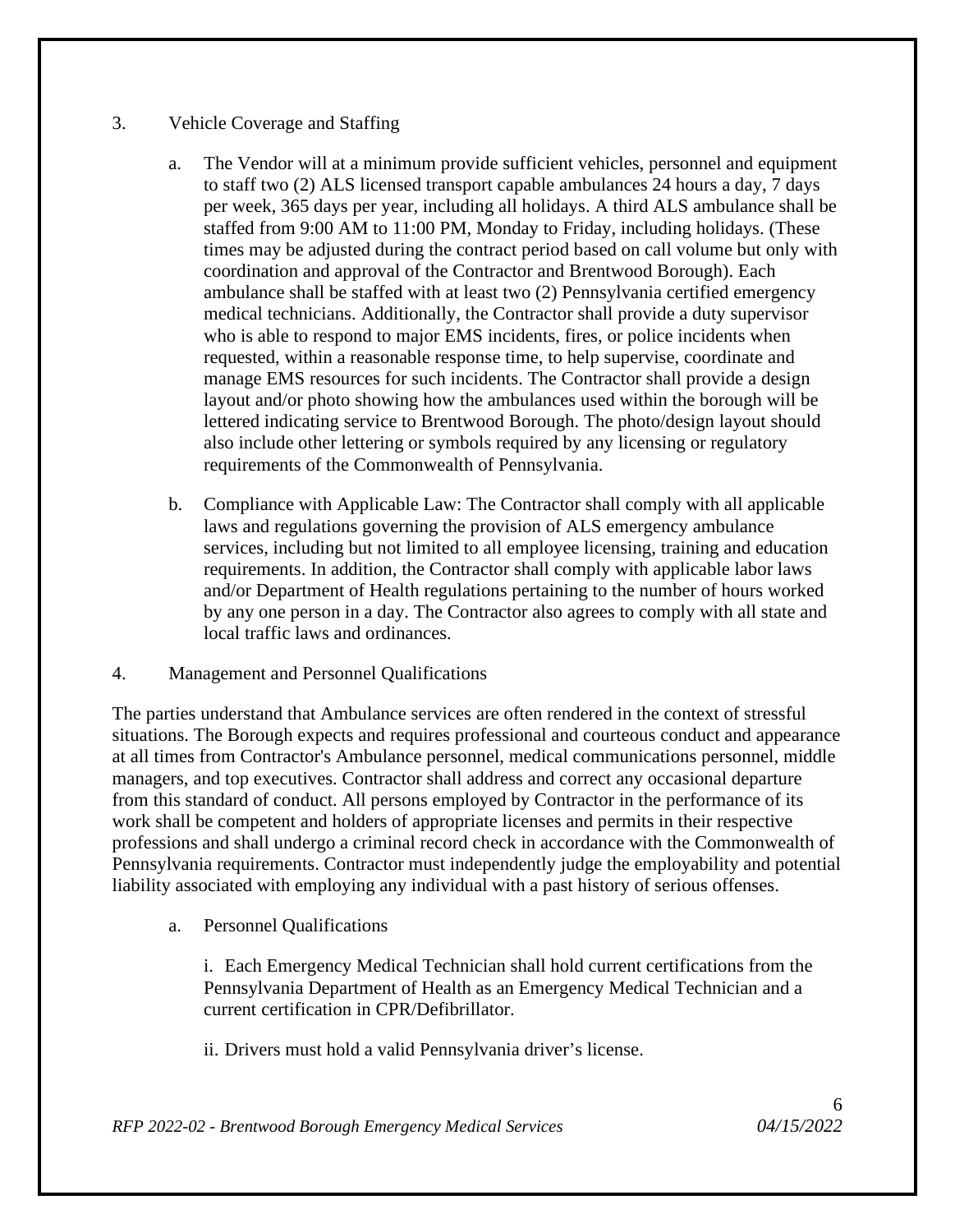3. Vehicle Coverage and Staffing

   a. The Vendor will at a minimum provide sufficient vehicles, personnel and equipment to staff two (2) ALS licensed transport capable ambulances 24 hours a day, 7 days per week, 365 days per year, including all holidays. A third ALS ambulance shall be staffed from 9:00 AM to 11:00 PM, Monday to Friday, including holidays. (These times may be adjusted during the contract period based on call volume but only with coordination and approval of the Contractor and Brentwood Borough). Each ambulance shall be staffed with at least two (2) Pennsylvania certified emergency medical technicians. Additionally, the Contractor shall provide a duty supervisor who is able to respond to major EMS incidents, fires, or police incidents when requested, within a reasonable response time, to help supervise, coordinate and manage EMS resources for such incidents. The Contractor shall provide a design layout and/or photo showing how the ambulances used within the borough will be lettered indicating service to Brentwood Borough. The photo/design layout should also include other lettering or symbols required by any licensing or regulatory requirements of the Commonwealth of Pennsylvania.

   b. Compliance with Applicable Law: The Contractor shall comply with all applicable laws and regulations governing the provision of ALS emergency ambulance services, including but not limited to all employee licensing, training and education requirements. In addition, the Contractor shall comply with applicable labor laws and/or Department of Health regulations pertaining to the number of hours worked by any one person in a day. The Contractor also agrees to comply with all state and local traffic laws and ordinances.

4. Management and Personnel Qualifications

The parties understand that Ambulance services are often rendered in the context of stressful situations. The Borough expects and requires professional and courteous conduct and appearance at all times from Contractor's Ambulance personnel, medical communications personnel, middle managers, and top executives. Contractor shall address and correct any occasional departure from this standard of conduct. All persons employed by Contractor in the performance of its work shall be competent and holders of appropriate licenses and permits in their respective professions and shall undergo a criminal record check in accordance with the Commonwealth of Pennsylvania requirements. Contractor must independently judge the employability and potential liability associated with employing any individual with a past history of serious offenses.

   a. Personnel Qualifications

      i. Each Emergency Medical Technician shall hold current certifications from the Pennsylvania Department of Health as an Emergency Medical Technician and a current certification in CPR/Defibrillator.

      ii. Drivers must hold a valid Pennsylvania driver's license.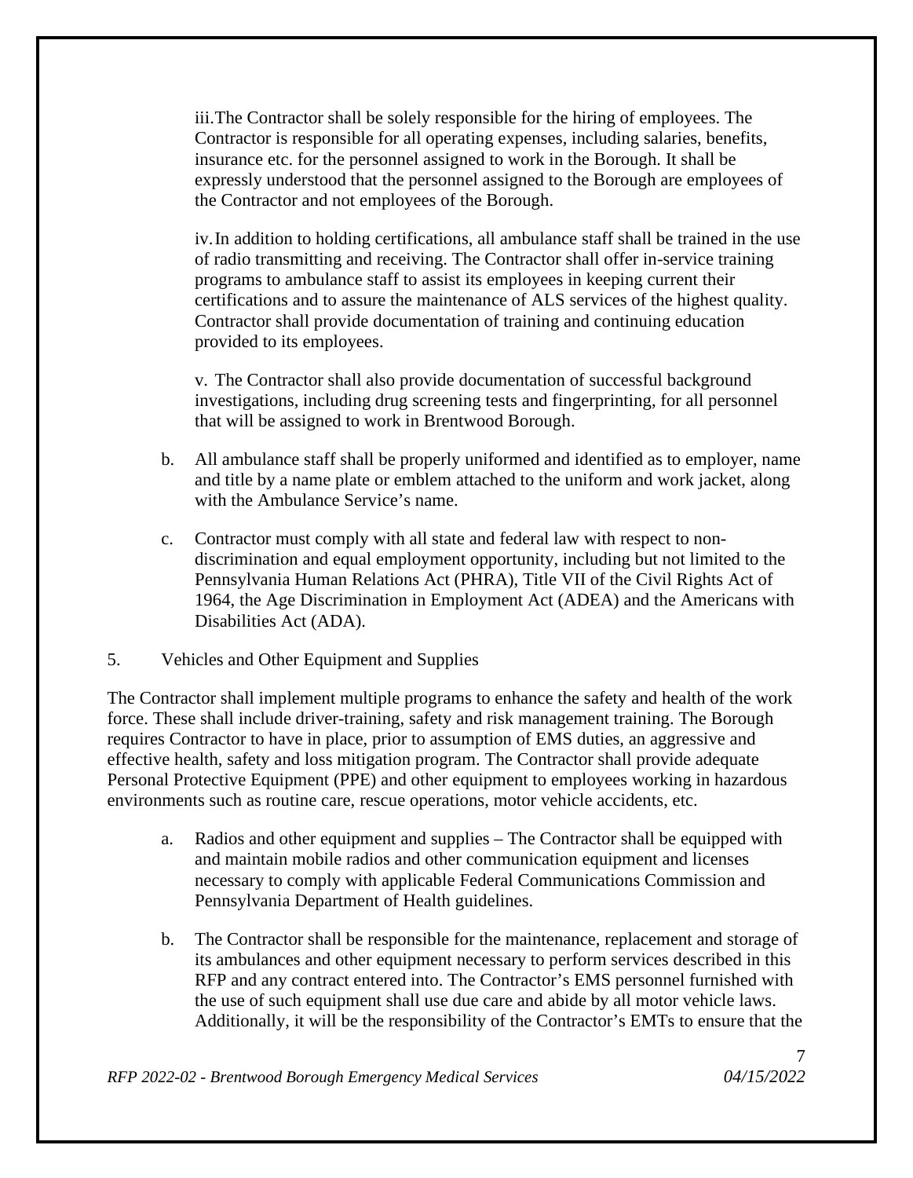iii. The Contractor shall be solely responsible for the hiring of employees. The Contractor is responsible for all operating expenses, including salaries, benefits, insurance etc. for the personnel assigned to work in the Borough. It shall be expressly understood that the personnel assigned to the Borough are employees of the Contractor and not employees of the Borough.

iv. In addition to holding certifications, all ambulance staff shall be trained in the use of radio transmitting and receiving. The Contractor shall offer in-service training programs to ambulance staff to assist its employees in keeping current their certifications and to assure the maintenance of ALS services of the highest quality. Contractor shall provide documentation of training and continuing education provided to its employees.

v. The Contractor shall also provide documentation of successful background investigations, including drug screening tests and fingerprinting, for all personnel that will be assigned to work in Brentwood Borough.

b. All ambulance staff shall be properly uniformed and identified as to employer, name and title by a name plate or emblem attached to the uniform and work jacket, along with the Ambulance Service's name.

c. Contractor must comply with all state and federal law with respect to non-discrimination and equal employment opportunity, including but not limited to the Pennsylvania Human Relations Act (PHRA), Title VII of the Civil Rights Act of 1964, the Age Discrimination in Employment Act (ADEA) and the Americans with Disabilities Act (ADA).

5. Vehicles and Other Equipment and Supplies

The Contractor shall implement multiple programs to enhance the safety and health of the work force. These shall include driver-training, safety and risk management training. The Borough requires Contractor to have in place, prior to assumption of EMS duties, an aggressive and effective health, safety and loss mitigation program. The Contractor shall provide adequate Personal Protective Equipment (PPE) and other equipment to employees working in hazardous environments such as routine care, rescue operations, motor vehicle accidents, etc.

a. Radios and other equipment and supplies – The Contractor shall be equipped with and maintain mobile radios and other communication equipment and licenses necessary to comply with applicable Federal Communications Commission and Pennsylvania Department of Health guidelines.

b. The Contractor shall be responsible for the maintenance, replacement and storage of its ambulances and other equipment necessary to perform services described in this RFP and any contract entered into. The Contractor's EMS personnel furnished with the use of such equipment shall use due care and abide by all motor vehicle laws. Additionally, it will be the responsibility of the Contractor's EMTs to ensure that the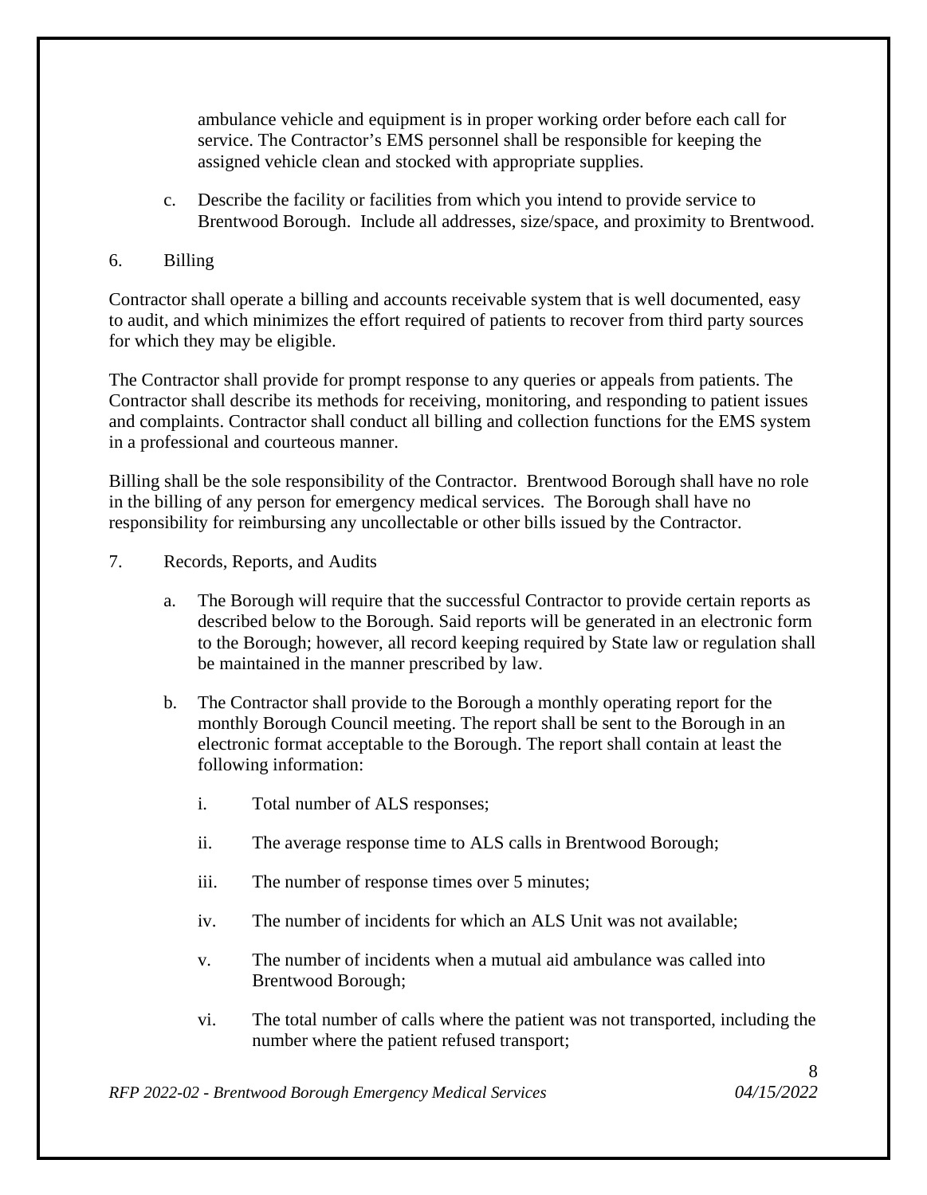ambulance vehicle and equipment is in proper working order before each call for service. The Contractor's EMS personnel shall be responsible for keeping the assigned vehicle clean and stocked with appropriate supplies.

c. Describe the facility or facilities from which you intend to provide service to Brentwood Borough. Include all addresses, size/space, and proximity to Brentwood.

6. Billing

Contractor shall operate a billing and accounts receivable system that is well documented, easy to audit, and which minimizes the effort required of patients to recover from third party sources for which they may be eligible.

The Contractor shall provide for prompt response to any queries or appeals from patients. The Contractor shall describe its methods for receiving, monitoring, and responding to patient issues and complaints. Contractor shall conduct all billing and collection functions for the EMS system in a professional and courteous manner.

Billing shall be the sole responsibility of the Contractor. Brentwood Borough shall have no role in the billing of any person for emergency medical services. The Borough shall have no responsibility for reimbursing any uncollectable or other bills issued by the Contractor.

7. Records, Reports, and Audits

a. The Borough will require that the successful Contractor to provide certain reports as described below to the Borough. Said reports will be generated in an electronic form to the Borough; however, all record keeping required by State law or regulation shall be maintained in the manner prescribed by law.

b. The Contractor shall provide to the Borough a monthly operating report for the monthly Borough Council meeting. The report shall be sent to the Borough in an electronic format acceptable to the Borough. The report shall contain at least the following information:

i. Total number of ALS responses;

ii. The average response time to ALS calls in Brentwood Borough;

iii. The number of response times over 5 minutes;

iv. The number of incidents for which an ALS Unit was not available;

v. The number of incidents when a mutual aid ambulance was called into Brentwood Borough;

vi. The total number of calls where the patient was not transported, including the number where the patient refused transport;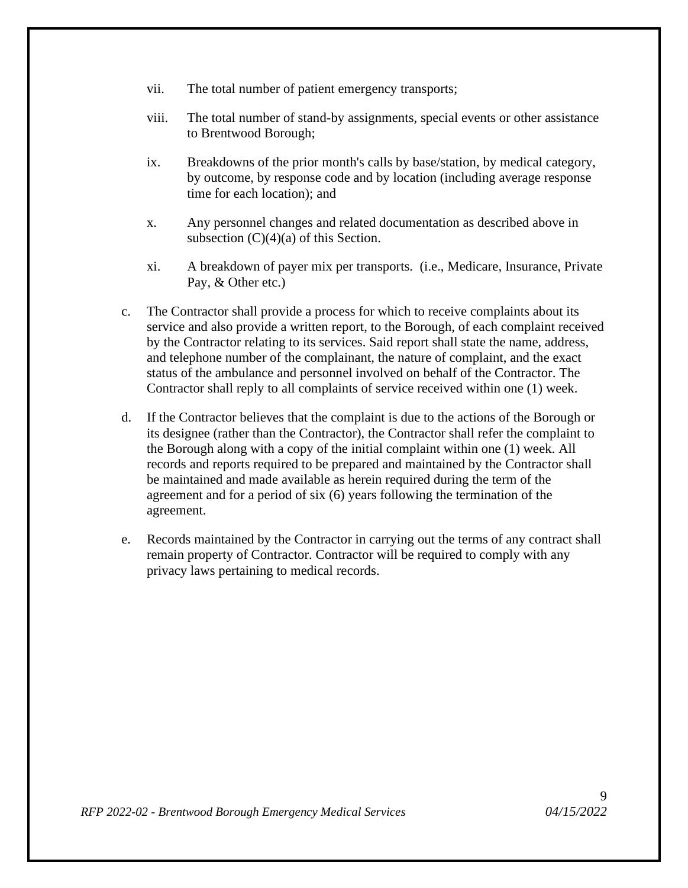vii. The total number of patient emergency transports;

viii. The total number of stand-by assignments, special events or other assistance to Brentwood Borough;

ix. Breakdowns of the prior month's calls by base/station, by medical category, by outcome, by response code and by location (including average response time for each location); and

x. Any personnel changes and related documentation as described above in subsection (C)(4)(a) of this Section.

xi. A breakdown of payer mix per transports. (i.e., Medicare, Insurance, Private Pay, & Other etc.)

c. The Contractor shall provide a process for which to receive complaints about its service and also provide a written report, to the Borough, of each complaint received by the Contractor relating to its services. Said report shall state the name, address, and telephone number of the complainant, the nature of complaint, and the exact status of the ambulance and personnel involved on behalf of the Contractor. The Contractor shall reply to all complaints of service received within one (1) week.

d. If the Contractor believes that the complaint is due to the actions of the Borough or its designee (rather than the Contractor), the Contractor shall refer the complaint to the Borough along with a copy of the initial complaint within one (1) week. All records and reports required to be prepared and maintained by the Contractor shall be maintained and made available as herein required during the term of the agreement and for a period of six (6) years following the termination of the agreement.

e. Records maintained by the Contractor in carrying out the terms of any contract shall remain property of Contractor. Contractor will be required to comply with any privacy laws pertaining to medical records.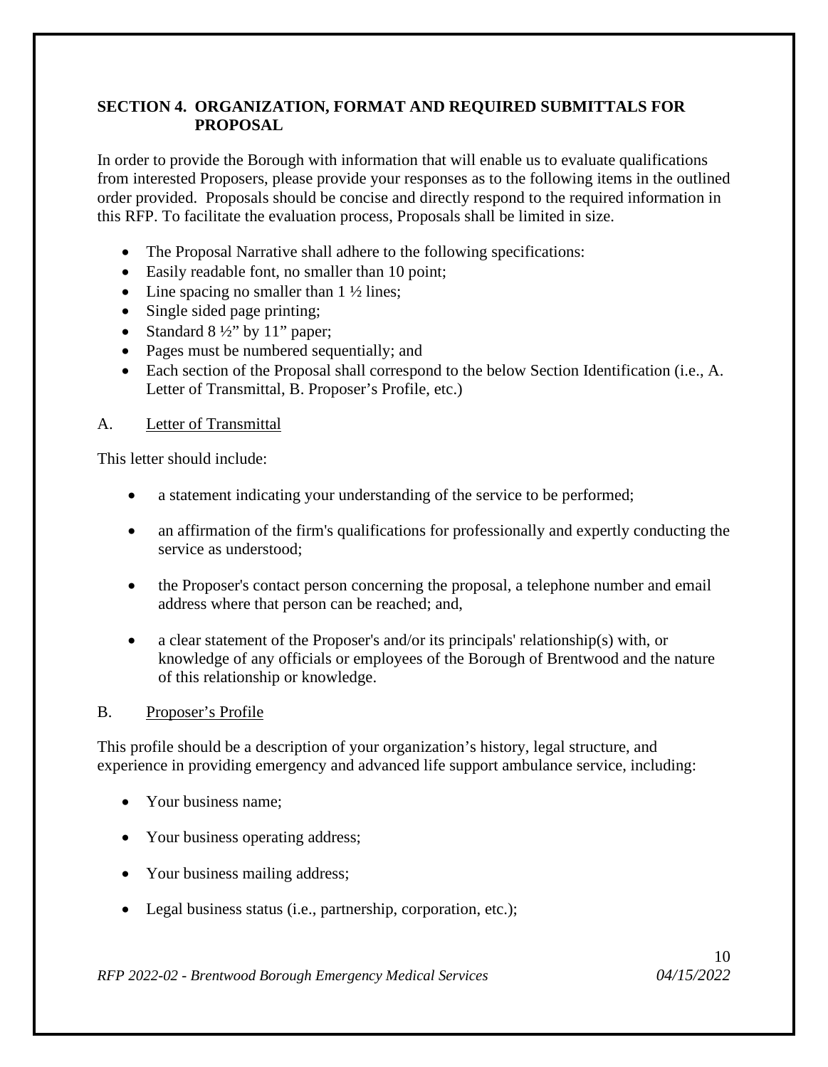## SECTION 4. ORGANIZATION, FORMAT AND REQUIRED SUBMITTALS FOR PROPOSAL

In order to provide the Borough with information that will enable us to evaluate qualifications from interested Proposers, please provide your responses as to the following items in the outlined order provided. Proposals should be concise and directly respond to the required information in this RFP. To facilitate the evaluation process, Proposals shall be limited in size.

- The Proposal Narrative shall adhere to the following specifications:
- Easily readable font, no smaller than 10 point;
- Line spacing no smaller than 1 ½ lines;
- Single sided page printing;
- Standard 8 ½" by 11" paper;
- Pages must be numbered sequentially; and
- Each section of the Proposal shall correspond to the below Section Identification (i.e., A. Letter of Transmittal, B. Proposer's Profile, etc.)

### A. Letter of Transmittal

This letter should include:

- a statement indicating your understanding of the service to be performed;
- an affirmation of the firm's qualifications for professionally and expertly conducting the service as understood;
- the Proposer's contact person concerning the proposal, a telephone number and email address where that person can be reached; and,
- a clear statement of the Proposer's and/or its principals' relationship(s) with, or knowledge of any officials or employees of the Borough of Brentwood and the nature of this relationship or knowledge.

### B. Proposer's Profile

This profile should be a description of your organization's history, legal structure, and experience in providing emergency and advanced life support ambulance service, including:

- Your business name;
- Your business operating address;
- Your business mailing address;
- Legal business status (i.e., partnership, corporation, etc.);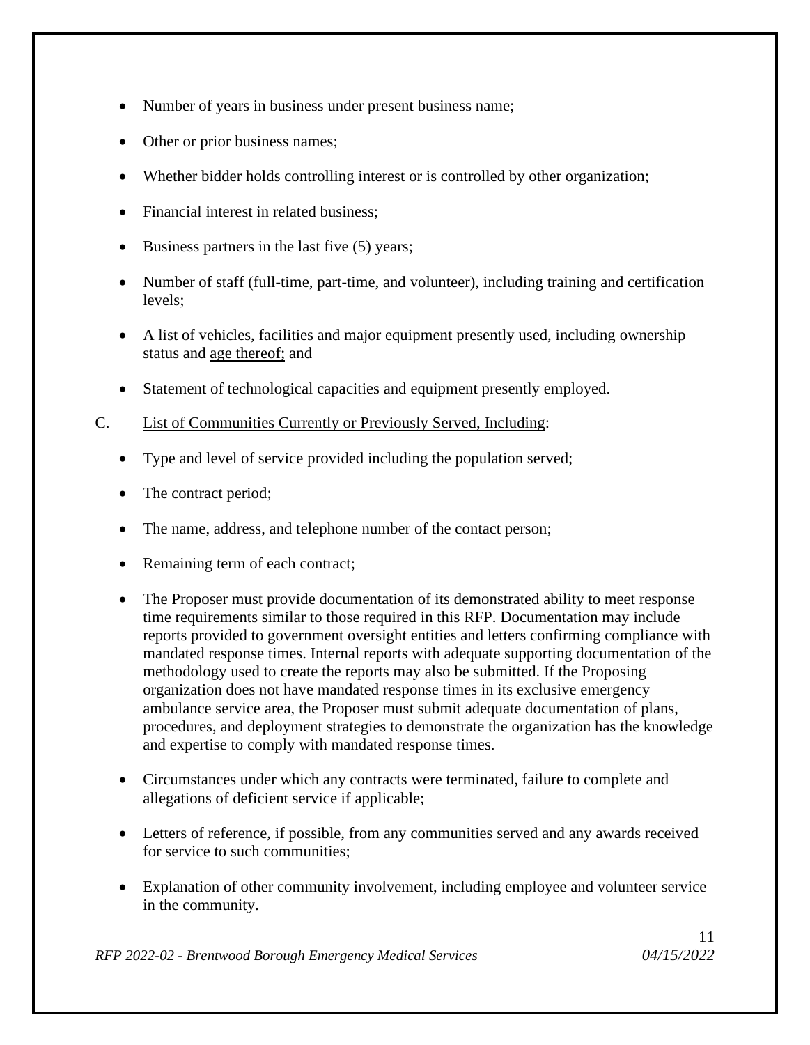- Number of years in business under present business name;
- Other or prior business names;
- Whether bidder holds controlling interest or is controlled by other organization;
- Financial interest in related business;
- Business partners in the last five (5) years;
- Number of staff (full-time, part-time, and volunteer), including training and certification levels;
- A list of vehicles, facilities and major equipment presently used, including ownership status and age thereof; and
- Statement of technological capacities and equipment presently employed.

C. List of Communities Currently or Previously Served, Including:

- Type and level of service provided including the population served;
- The contract period;
- The name, address, and telephone number of the contact person;
- Remaining term of each contract;
- The Proposer must provide documentation of its demonstrated ability to meet response time requirements similar to those required in this RFP. Documentation may include reports provided to government oversight entities and letters confirming compliance with mandated response times. Internal reports with adequate supporting documentation of the methodology used to create the reports may also be submitted. If the Proposing organization does not have mandated response times in its exclusive emergency ambulance service area, the Proposer must submit adequate documentation of plans, procedures, and deployment strategies to demonstrate the organization has the knowledge and expertise to comply with mandated response times.
- Circumstances under which any contracts were terminated, failure to complete and allegations of deficient service if applicable;
- Letters of reference, if possible, from any communities served and any awards received for service to such communities;
- Explanation of other community involvement, including employee and volunteer service in the community.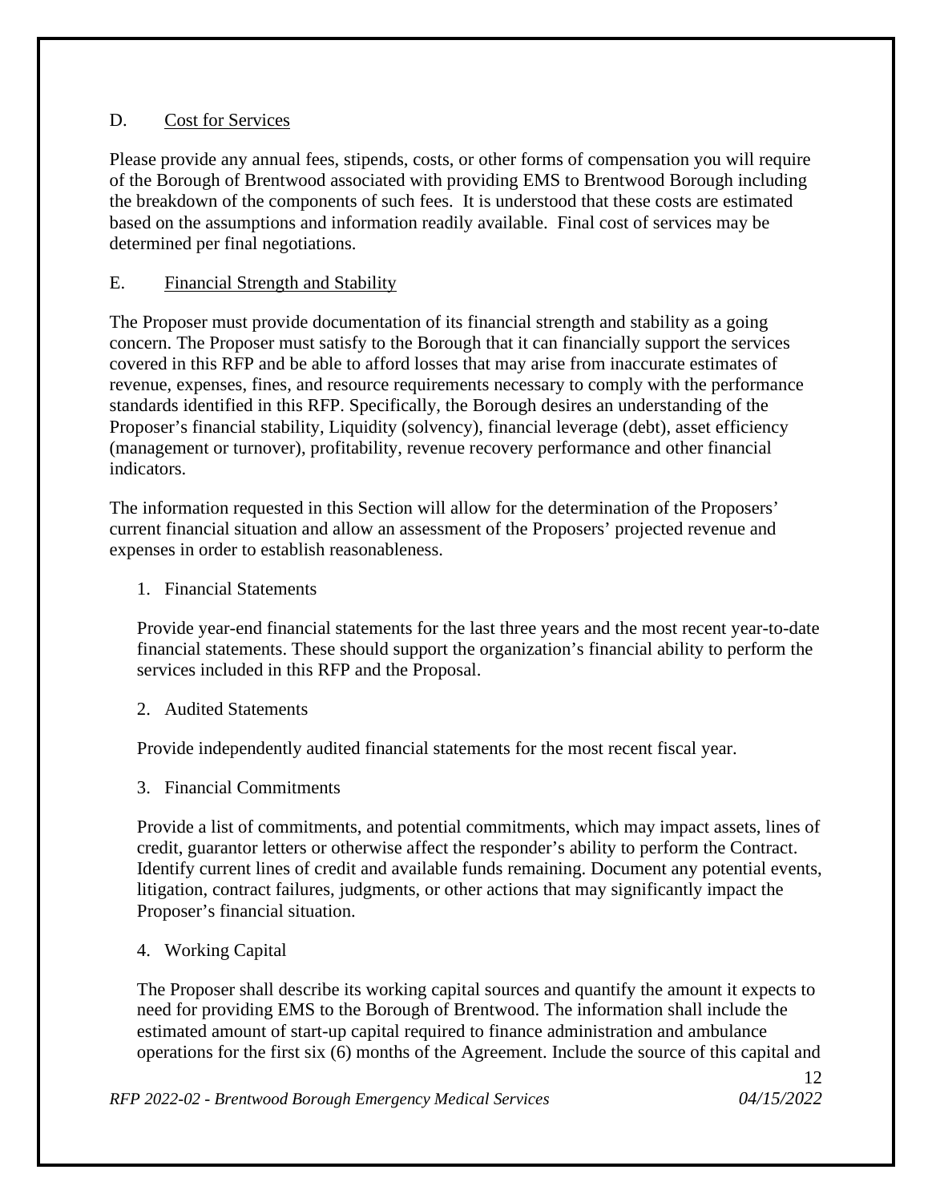D. Cost for Services

Please provide any annual fees, stipends, costs, or other forms of compensation you will require of the Borough of Brentwood associated with providing EMS to Brentwood Borough including the breakdown of the components of such fees. It is understood that these costs are estimated based on the assumptions and information readily available. Final cost of services may be determined per final negotiations.

E. Financial Strength and Stability

The Proposer must provide documentation of its financial strength and stability as a going concern. The Proposer must satisfy to the Borough that it can financially support the services covered in this RFP and be able to afford losses that may arise from inaccurate estimates of revenue, expenses, fines, and resource requirements necessary to comply with the performance standards identified in this RFP. Specifically, the Borough desires an understanding of the Proposer's financial stability, Liquidity (solvency), financial leverage (debt), asset efficiency (management or turnover), profitability, revenue recovery performance and other financial indicators.

The information requested in this Section will allow for the determination of the Proposers' current financial situation and allow an assessment of the Proposers' projected revenue and expenses in order to establish reasonableness.

1. Financial Statements

   Provide year-end financial statements for the last three years and the most recent year-to-date financial statements. These should support the organization's financial ability to perform the services included in this RFP and the Proposal.

2. Audited Statements

   Provide independently audited financial statements for the most recent fiscal year.

3. Financial Commitments

   Provide a list of commitments, and potential commitments, which may impact assets, lines of credit, guarantor letters or otherwise affect the responder's ability to perform the Contract. Identify current lines of credit and available funds remaining. Document any potential events, litigation, contract failures, judgments, or other actions that may significantly impact the Proposer's financial situation.

4. Working Capital

   The Proposer shall describe its working capital sources and quantify the amount it expects to need for providing EMS to the Borough of Brentwood. The information shall include the estimated amount of start-up capital required to finance administration and ambulance operations for the first six (6) months of the Agreement. Include the source of this capital and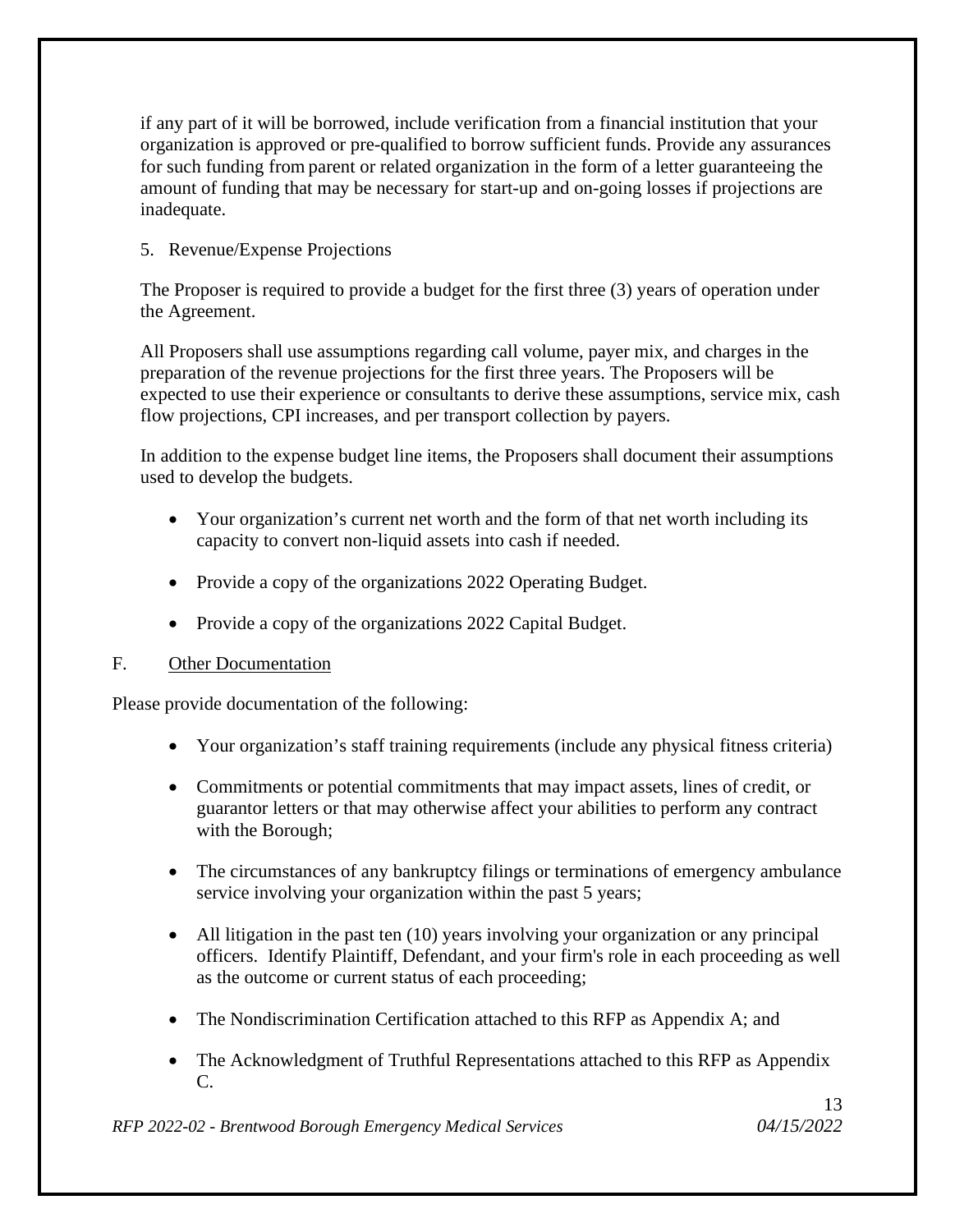if any part of it will be borrowed, include verification from a financial institution that your organization is approved or pre-qualified to borrow sufficient funds. Provide any assurances for such funding from parent or related organization in the form of a letter guaranteeing the amount of funding that may be necessary for start-up and on-going losses if projections are inadequate.

5. Revenue/Expense Projections

The Proposer is required to provide a budget for the first three (3) years of operation under the Agreement.

All Proposers shall use assumptions regarding call volume, payer mix, and charges in the preparation of the revenue projections for the first three years. The Proposers will be expected to use their experience or consultants to derive these assumptions, service mix, cash flow projections, CPI increases, and per transport collection by payers.

In addition to the expense budget line items, the Proposers shall document their assumptions used to develop the budgets.

- Your organization's current net worth and the form of that net worth including its capacity to convert non-liquid assets into cash if needed.
- Provide a copy of the organizations 2022 Operating Budget.
- Provide a copy of the organizations 2022 Capital Budget.

## F. Other Documentation

Please provide documentation of the following:

- Your organization's staff training requirements (include any physical fitness criteria)
- Commitments or potential commitments that may impact assets, lines of credit, or guarantor letters or that may otherwise affect your abilities to perform any contract with the Borough;
- The circumstances of any bankruptcy filings or terminations of emergency ambulance service involving your organization within the past 5 years;
- All litigation in the past ten (10) years involving your organization or any principal officers. Identify Plaintiff, Defendant, and your firm's role in each proceeding as well as the outcome or current status of each proceeding;
- The Nondiscrimination Certification attached to this RFP as Appendix A; and
- The Acknowledgment of Truthful Representations attached to this RFP as Appendix C.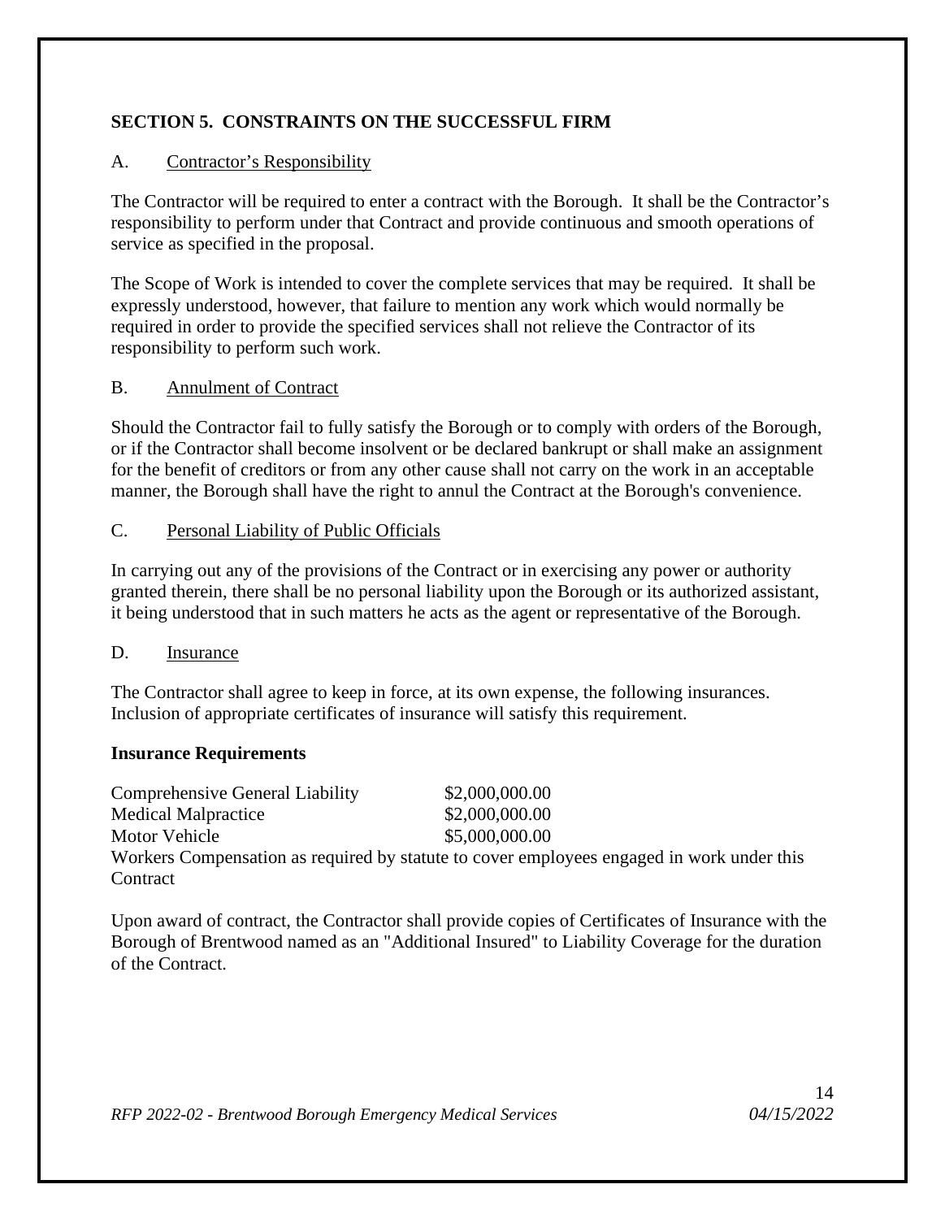## SECTION 5. CONSTRAINTS ON THE SUCCESSFUL FIRM

A. Contractor's Responsibility

The Contractor will be required to enter a contract with the Borough. It shall be the Contractor's responsibility to perform under that Contract and provide continuous and smooth operations of service as specified in the proposal.

The Scope of Work is intended to cover the complete services that may be required. It shall be expressly understood, however, that failure to mention any work which would normally be required in order to provide the specified services shall not relieve the Contractor of its responsibility to perform such work.

B. Annulment of Contract

Should the Contractor fail to fully satisfy the Borough or to comply with orders of the Borough, or if the Contractor shall become insolvent or be declared bankrupt or shall make an assignment for the benefit of creditors or from any other cause shall not carry on the work in an acceptable manner, the Borough shall have the right to annul the Contract at the Borough's convenience.

C. Personal Liability of Public Officials

In carrying out any of the provisions of the Contract or in exercising any power or authority granted therein, there shall be no personal liability upon the Borough or its authorized assistant, it being understood that in such matters he acts as the agent or representative of the Borough.

D. Insurance

The Contractor shall agree to keep in force, at its own expense, the following insurances. Inclusion of appropriate certificates of insurance will satisfy this requirement.

**Insurance Requirements**

| | |
|---|---|
| Comprehensive General Liability | \$2,000,000.00 |
| Medical Malpractice | \$2,000,000.00 |
| Motor Vehicle | \$5,000,000.00 |

Workers Compensation as required by statute to cover employees engaged in work under this Contract

Upon award of contract, the Contractor shall provide copies of Certificates of Insurance with the Borough of Brentwood named as an "Additional Insured" to Liability Coverage for the duration of the Contract.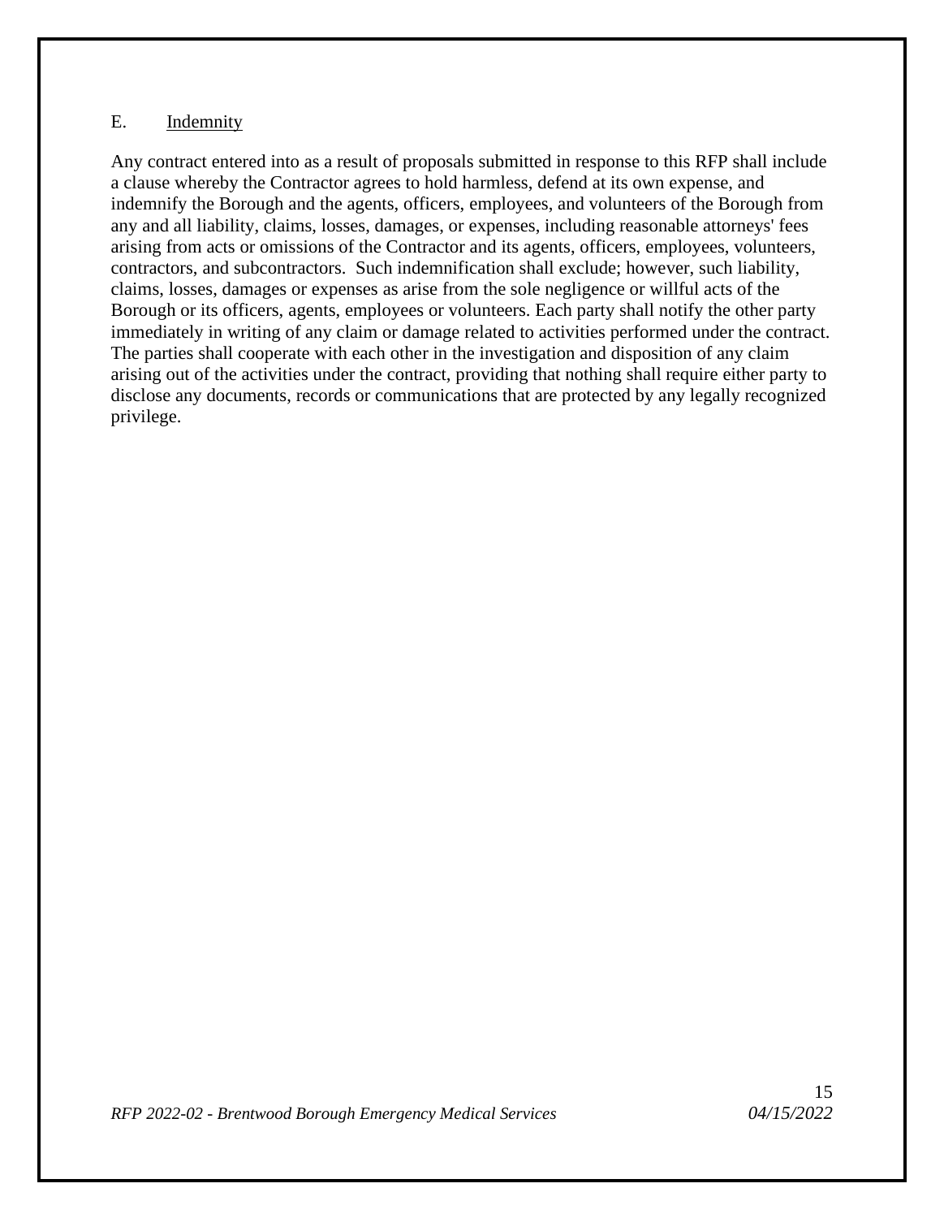### E. Indemnity

Any contract entered into as a result of proposals submitted in response to this RFP shall include a clause whereby the Contractor agrees to hold harmless, defend at its own expense, and indemnify the Borough and the agents, officers, employees, and volunteers of the Borough from any and all liability, claims, losses, damages, or expenses, including reasonable attorneys' fees arising from acts or omissions of the Contractor and its agents, officers, employees, volunteers, contractors, and subcontractors. Such indemnification shall exclude; however, such liability, claims, losses, damages or expenses as arise from the sole negligence or willful acts of the Borough or its officers, agents, employees or volunteers. Each party shall notify the other party immediately in writing of any claim or damage related to activities performed under the contract. The parties shall cooperate with each other in the investigation and disposition of any claim arising out of the activities under the contract, providing that nothing shall require either party to disclose any documents, records or communications that are protected by any legally recognized privilege.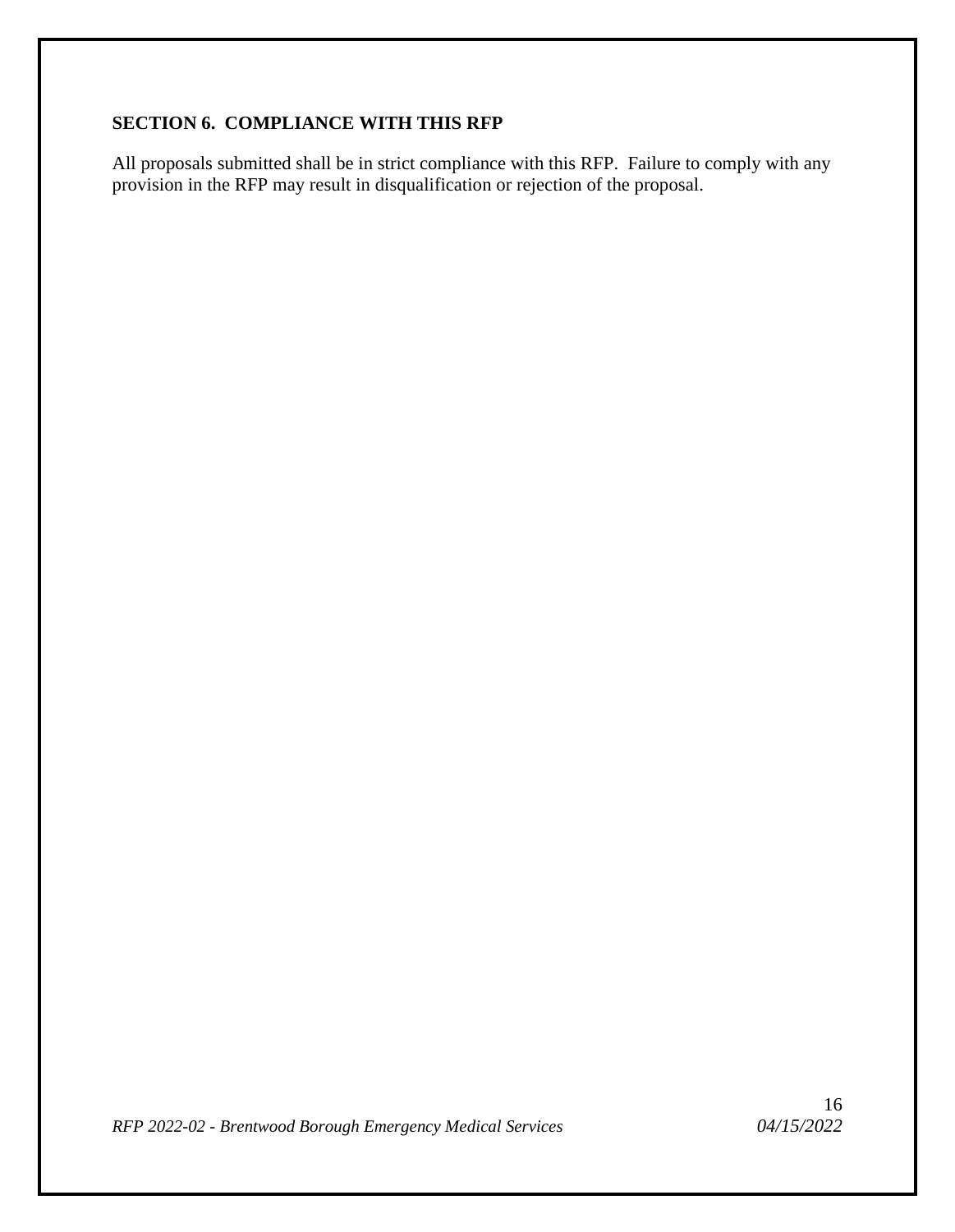## SECTION 6. COMPLIANCE WITH THIS RFP

All proposals submitted shall be in strict compliance with this RFP. Failure to comply with any provision in the RFP may result in disqualification or rejection of the proposal.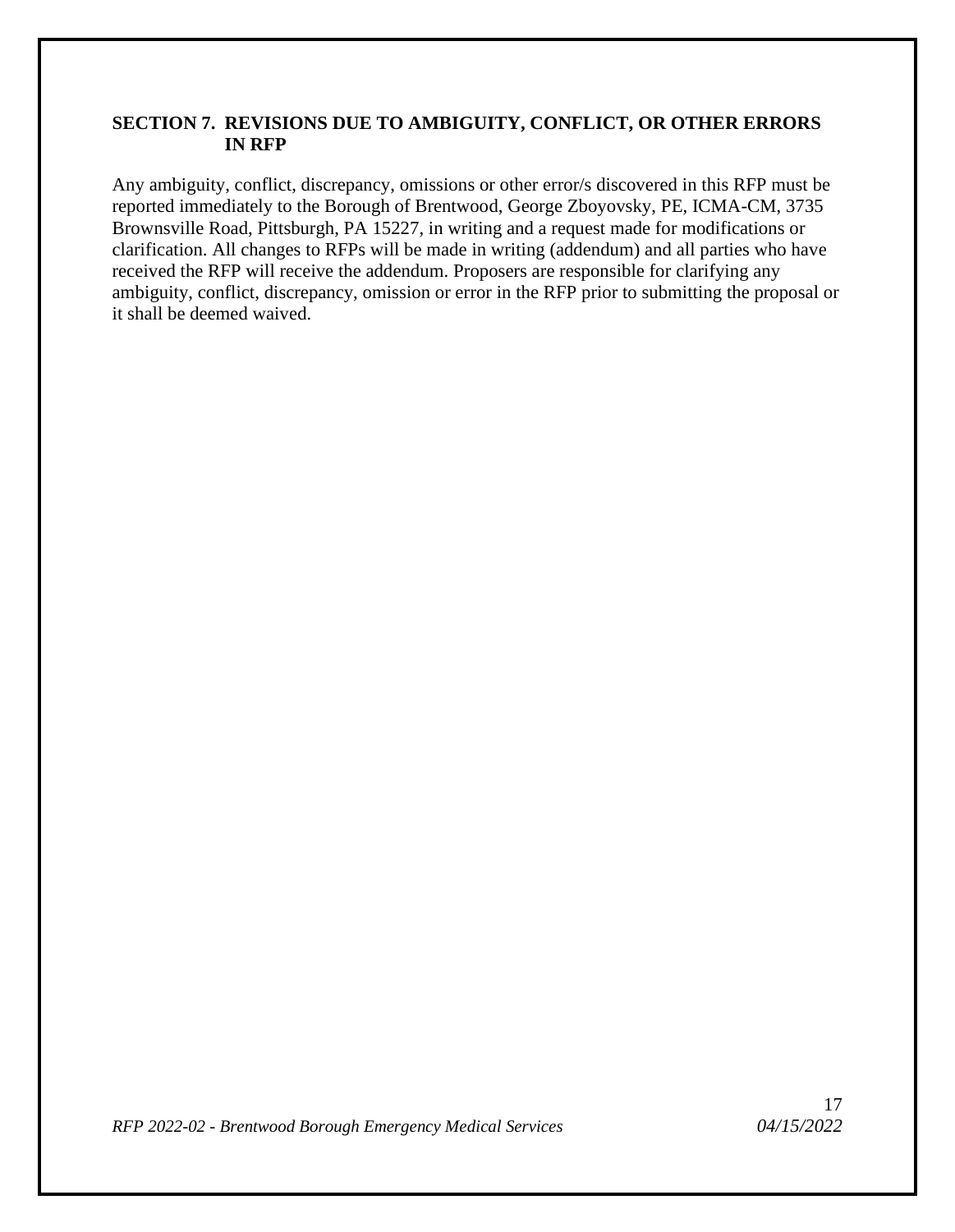## SECTION 7. REVISIONS DUE TO AMBIGUITY, CONFLICT, OR OTHER ERRORS IN RFP

Any ambiguity, conflict, discrepancy, omissions or other error/s discovered in this RFP must be reported immediately to the Borough of Brentwood, George Zboyovsky, PE, ICMA-CM, 3735 Brownsville Road, Pittsburgh, PA 15227, in writing and a request made for modifications or clarification. All changes to RFPs will be made in writing (addendum) and all parties who have received the RFP will receive the addendum. Proposers are responsible for clarifying any ambiguity, conflict, discrepancy, omission or error in the RFP prior to submitting the proposal or it shall be deemed waived.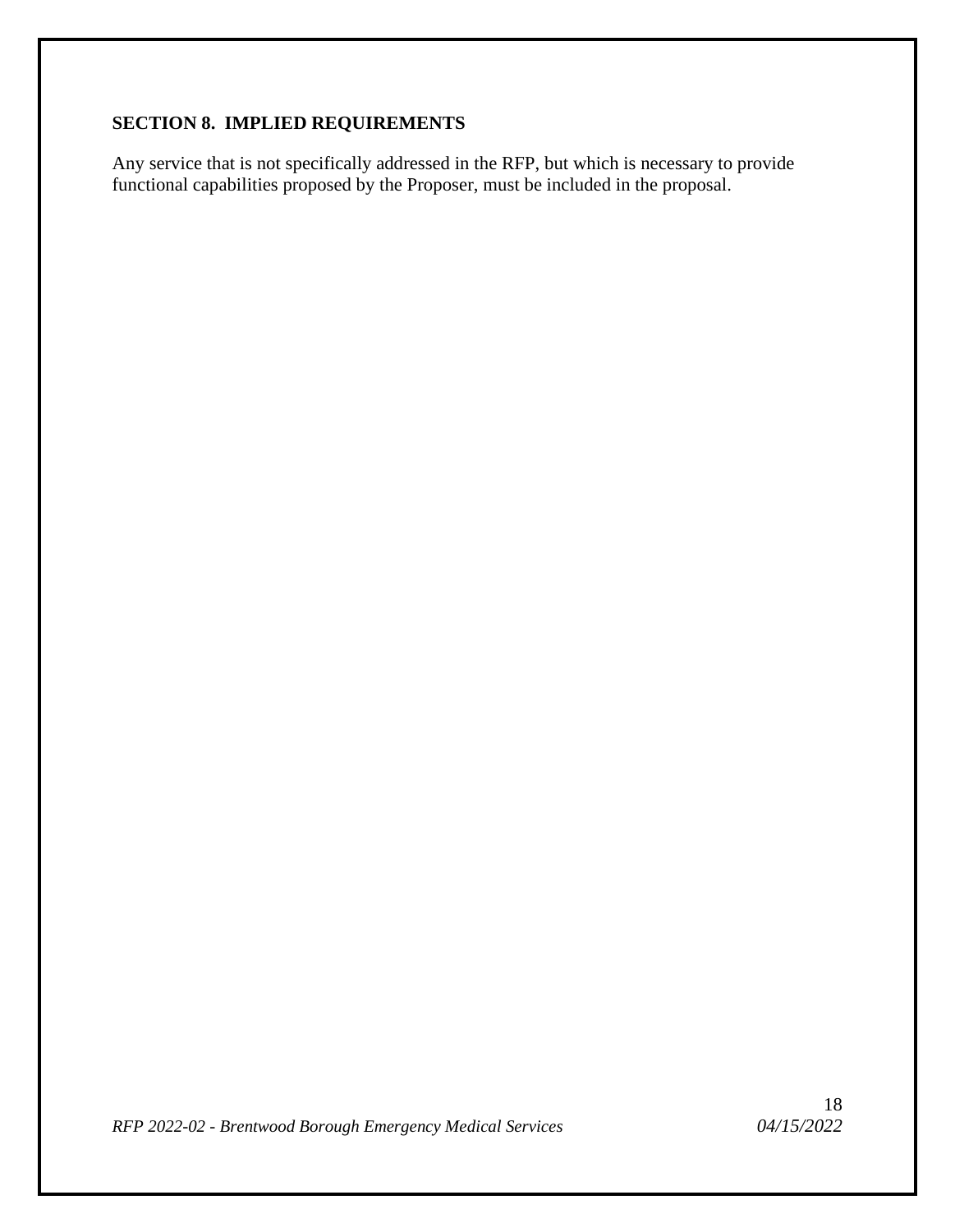### SECTION 8. IMPLIED REQUIREMENTS

Any service that is not specifically addressed in the RFP, but which is necessary to provide functional capabilities proposed by the Proposer, must be included in the proposal.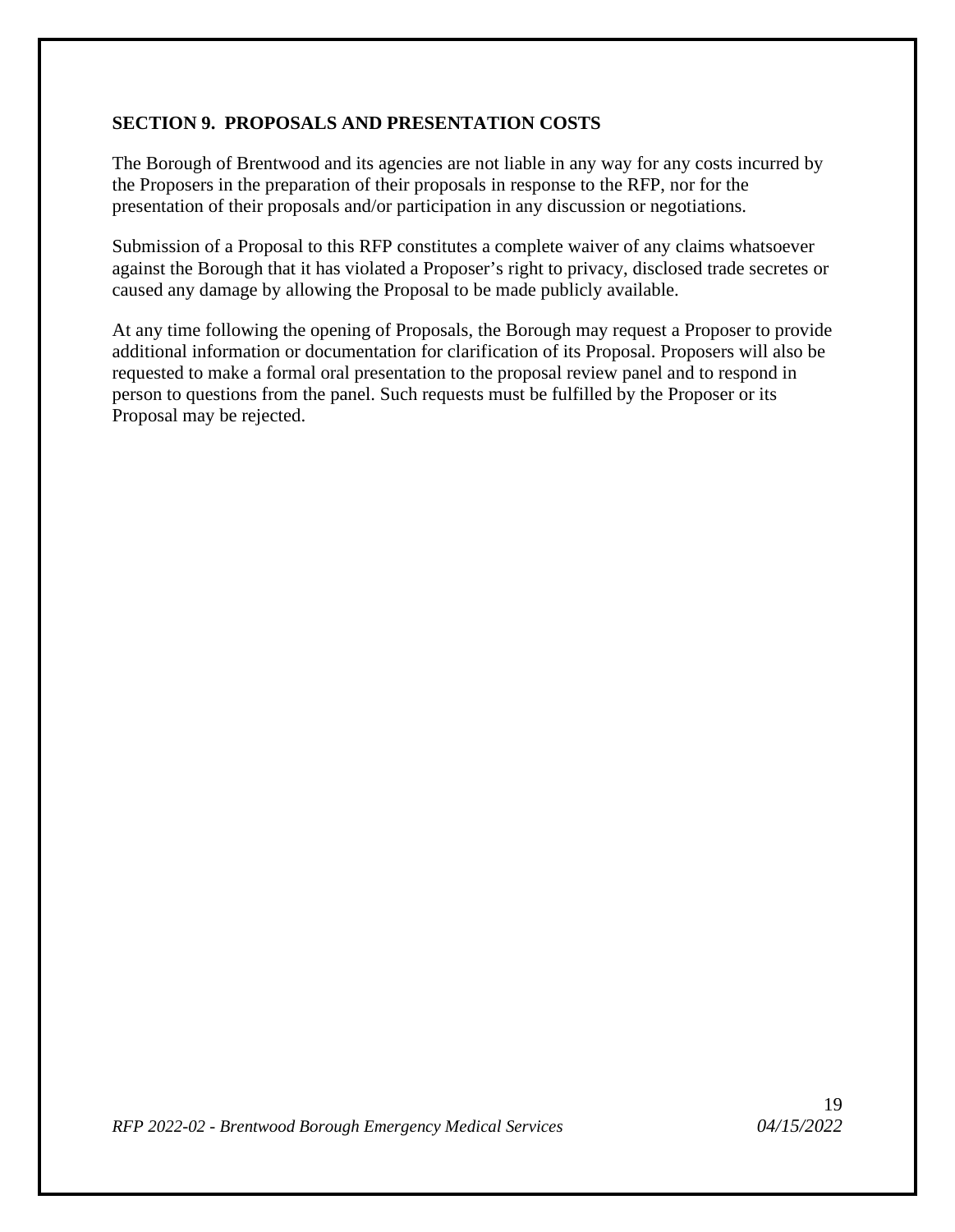## SECTION 9. PROPOSALS AND PRESENTATION COSTS

The Borough of Brentwood and its agencies are not liable in any way for any costs incurred by the Proposers in the preparation of their proposals in response to the RFP, nor for the presentation of their proposals and/or participation in any discussion or negotiations.

Submission of a Proposal to this RFP constitutes a complete waiver of any claims whatsoever against the Borough that it has violated a Proposer's right to privacy, disclosed trade secretes or caused any damage by allowing the Proposal to be made publicly available.

At any time following the opening of Proposals, the Borough may request a Proposer to provide additional information or documentation for clarification of its Proposal. Proposers will also be requested to make a formal oral presentation to the proposal review panel and to respond in person to questions from the panel. Such requests must be fulfilled by the Proposer or its Proposal may be rejected.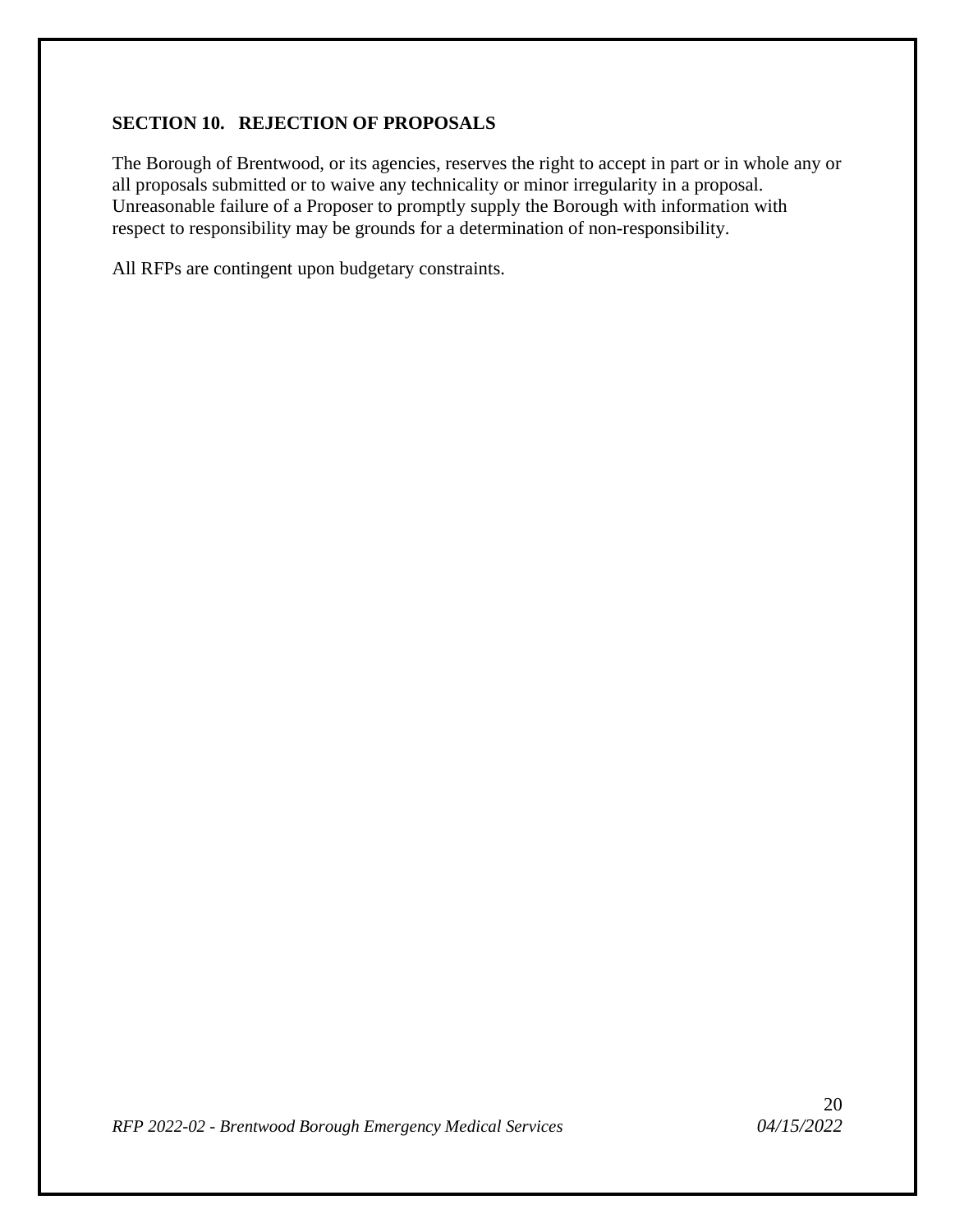## SECTION 10. REJECTION OF PROPOSALS

The Borough of Brentwood, or its agencies, reserves the right to accept in part or in whole any or all proposals submitted or to waive any technicality or minor irregularity in a proposal. Unreasonable failure of a Proposer to promptly supply the Borough with information with respect to responsibility may be grounds for a determination of non-responsibility.

All RFPs are contingent upon budgetary constraints.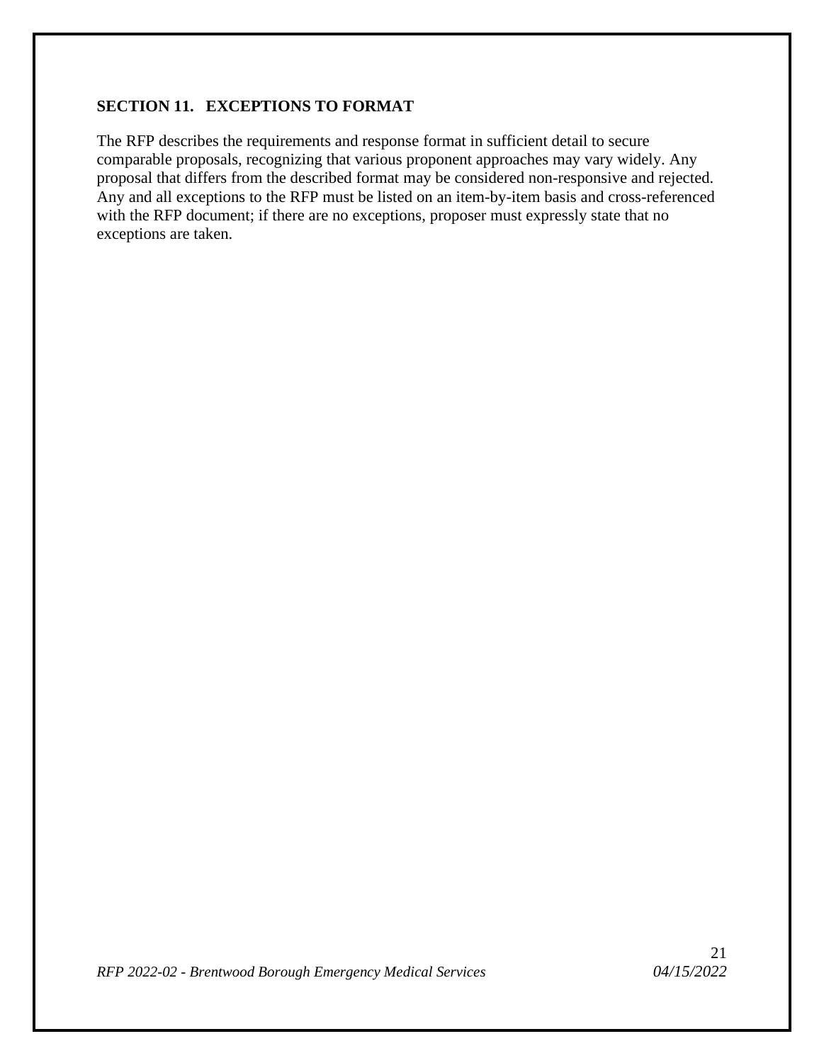## SECTION 11. EXCEPTIONS TO FORMAT

The RFP describes the requirements and response format in sufficient detail to secure comparable proposals, recognizing that various proponent approaches may vary widely. Any proposal that differs from the described format may be considered non-responsive and rejected. Any and all exceptions to the RFP must be listed on an item-by-item basis and cross-referenced with the RFP document; if there are no exceptions, proposer must expressly state that no exceptions are taken.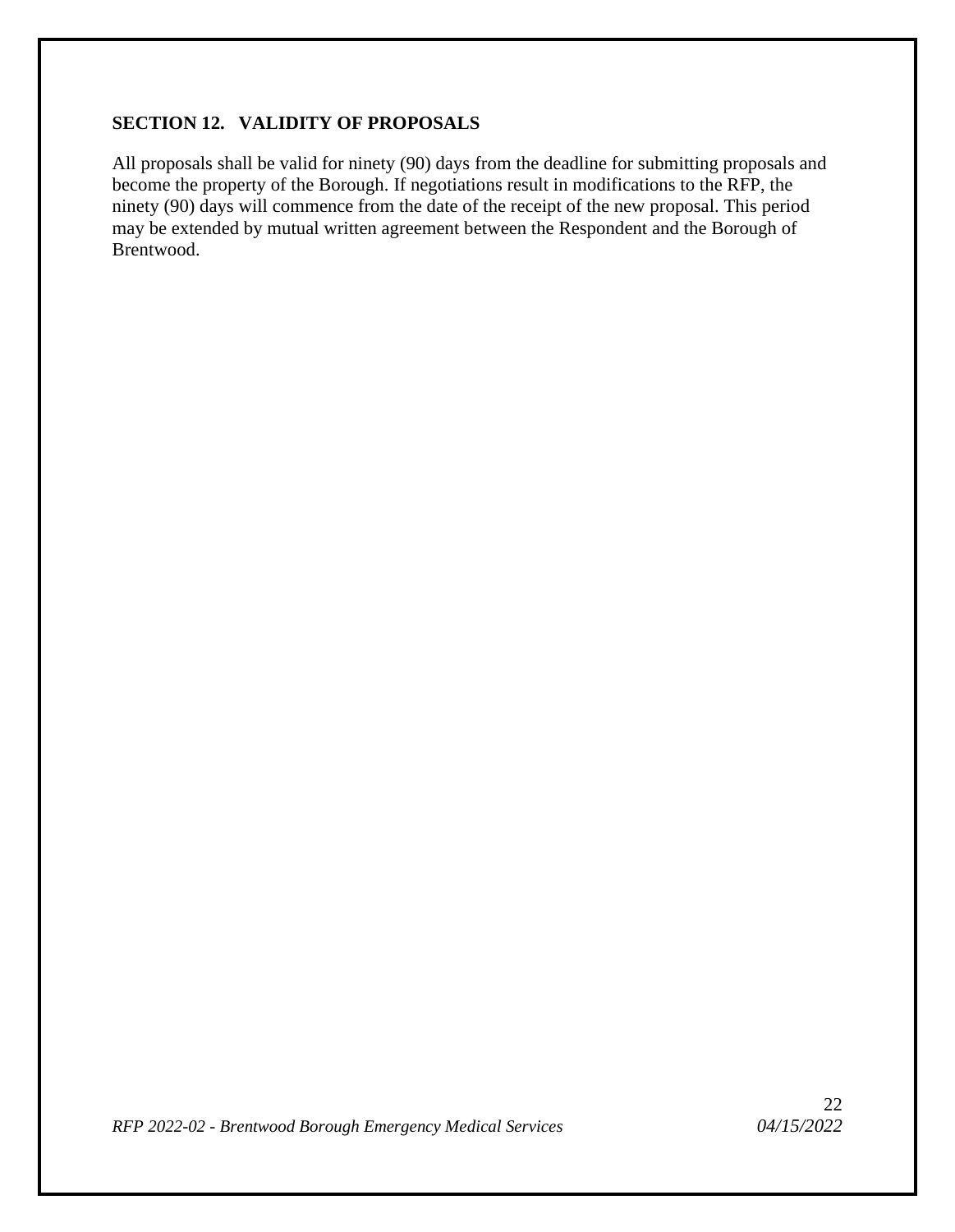## SECTION 12. VALIDITY OF PROPOSALS

All proposals shall be valid for ninety (90) days from the deadline for submitting proposals and become the property of the Borough. If negotiations result in modifications to the RFP, the ninety (90) days will commence from the date of the receipt of the new proposal. This period may be extended by mutual written agreement between the Respondent and the Borough of Brentwood.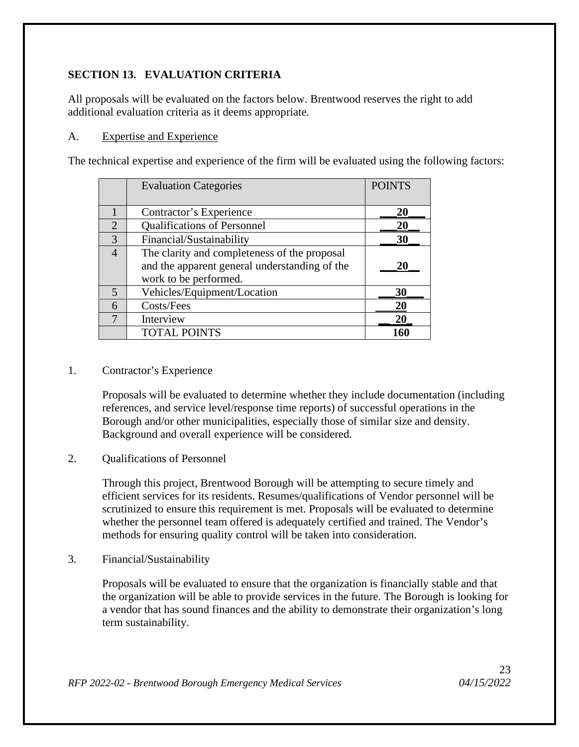**SECTION 13. EVALUATION CRITERIA**

All proposals will be evaluated on the factors below. Brentwood reserves the right to add additional evaluation criteria as it deems appropriate.

A. Expertise and Experience

The technical expertise and experience of the firm will be evaluated using the following factors:

| | Evaluation Categories | POINTS |
|---|---|---|
| 1 | Contractor's Experience | **20** |
| 2 | Qualifications of Personnel | **20** |
| 3 | Financial/Sustainability | **30** |
| 4 | The clarity and completeness of the proposal and the apparent general understanding of the work to be performed. | **20** |
| 5 | Vehicles/Equipment/Location | **30** |
| 6 | Costs/Fees | **20** |
| 7 | Interview | **20** |
| | TOTAL POINTS | **160** |

1. Contractor's Experience

   Proposals will be evaluated to determine whether they include documentation (including references, and service level/response time reports) of successful operations in the Borough and/or other municipalities, especially those of similar size and density. Background and overall experience will be considered.

2. Qualifications of Personnel

   Through this project, Brentwood Borough will be attempting to secure timely and efficient services for its residents. Resumes/qualifications of Vendor personnel will be scrutinized to ensure this requirement is met. Proposals will be evaluated to determine whether the personnel team offered is adequately certified and trained. The Vendor's methods for ensuring quality control will be taken into consideration.

3. Financial/Sustainability

   Proposals will be evaluated to ensure that the organization is financially stable and that the organization will be able to provide services in the future. The Borough is looking for a vendor that has sound finances and the ability to demonstrate their organization's long term sustainability.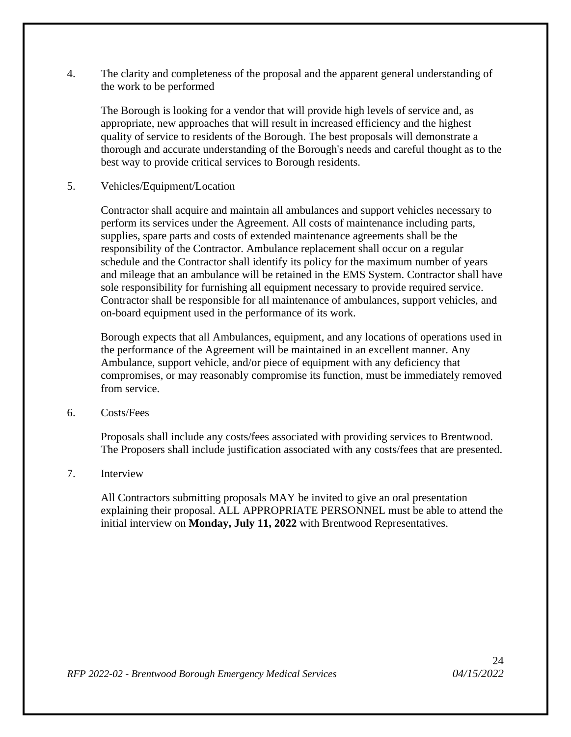4. The clarity and completeness of the proposal and the apparent general understanding of the work to be performed

   The Borough is looking for a vendor that will provide high levels of service and, as appropriate, new approaches that will result in increased efficiency and the highest quality of service to residents of the Borough. The best proposals will demonstrate a thorough and accurate understanding of the Borough's needs and careful thought as to the best way to provide critical services to Borough residents.

5. Vehicles/Equipment/Location

   Contractor shall acquire and maintain all ambulances and support vehicles necessary to perform its services under the Agreement. All costs of maintenance including parts, supplies, spare parts and costs of extended maintenance agreements shall be the responsibility of the Contractor. Ambulance replacement shall occur on a regular schedule and the Contractor shall identify its policy for the maximum number of years and mileage that an ambulance will be retained in the EMS System. Contractor shall have sole responsibility for furnishing all equipment necessary to provide required service. Contractor shall be responsible for all maintenance of ambulances, support vehicles, and on-board equipment used in the performance of its work.

   Borough expects that all Ambulances, equipment, and any locations of operations used in the performance of the Agreement will be maintained in an excellent manner. Any Ambulance, support vehicle, and/or piece of equipment with any deficiency that compromises, or may reasonably compromise its function, must be immediately removed from service.

6. Costs/Fees

   Proposals shall include any costs/fees associated with providing services to Brentwood. The Proposers shall include justification associated with any costs/fees that are presented.

7. Interview

   All Contractors submitting proposals MAY be invited to give an oral presentation explaining their proposal. ALL APPROPRIATE PERSONNEL must be able to attend the initial interview on **Monday, July 11, 2022** with Brentwood Representatives.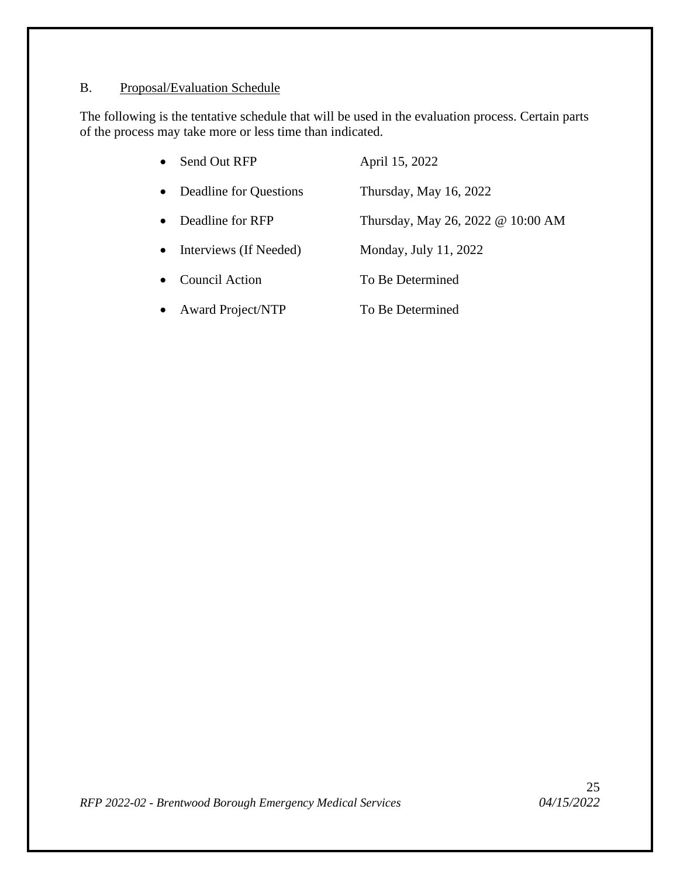B. Proposal/Evaluation Schedule

The following is the tentative schedule that will be used in the evaluation process. Certain parts of the process may take more or less time than indicated.

- Send Out RFP — April 15, 2022
- Deadline for Questions — Thursday, May 16, 2022
- Deadline for RFP — Thursday, May 26, 2022 @ 10:00 AM
- Interviews (If Needed) — Monday, July 11, 2022
- Council Action — To Be Determined
- Award Project/NTP — To Be Determined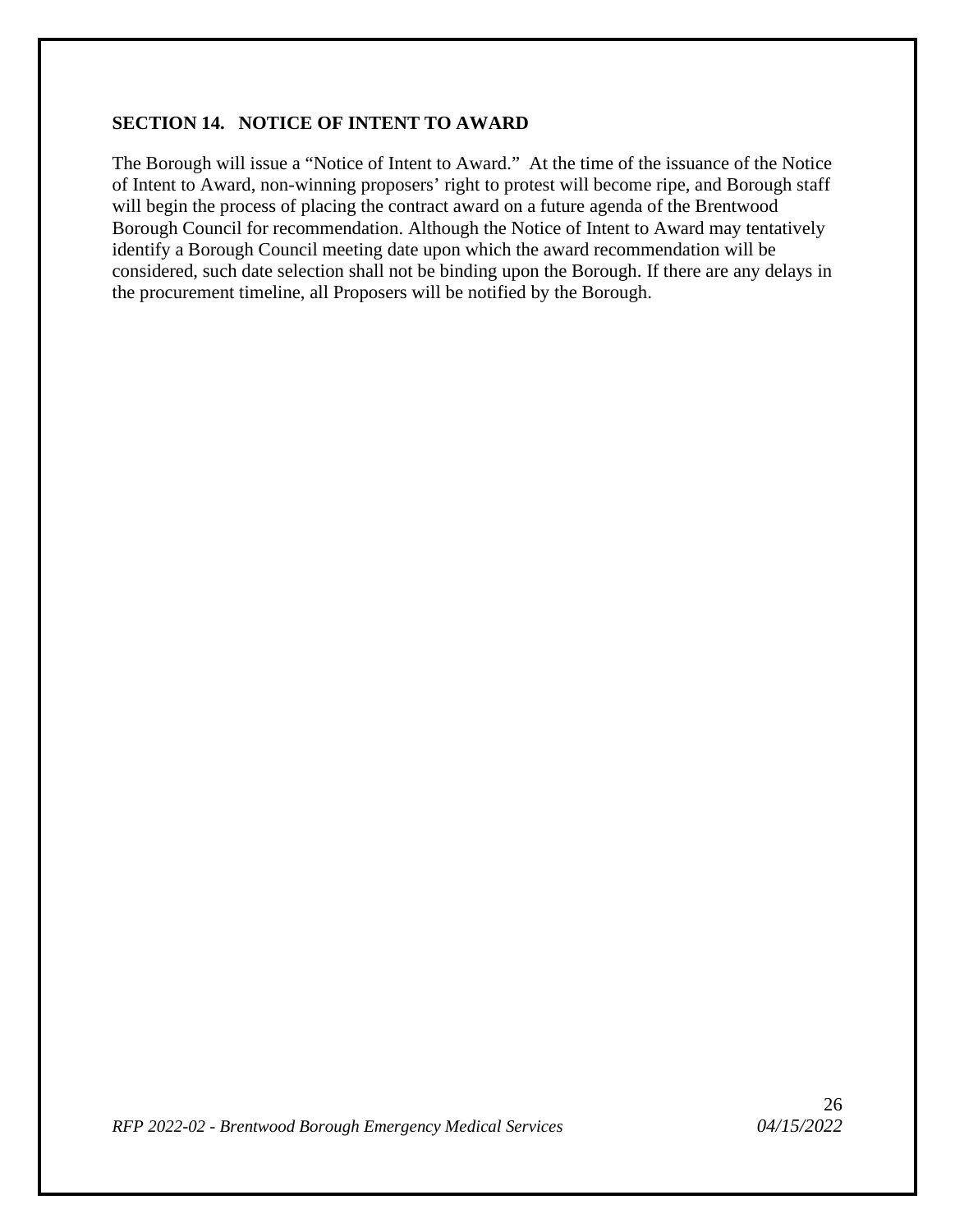## SECTION 14. NOTICE OF INTENT TO AWARD

The Borough will issue a "Notice of Intent to Award." At the time of the issuance of the Notice of Intent to Award, non-winning proposers' right to protest will become ripe, and Borough staff will begin the process of placing the contract award on a future agenda of the Brentwood Borough Council for recommendation. Although the Notice of Intent to Award may tentatively identify a Borough Council meeting date upon which the award recommendation will be considered, such date selection shall not be binding upon the Borough. If there are any delays in the procurement timeline, all Proposers will be notified by the Borough.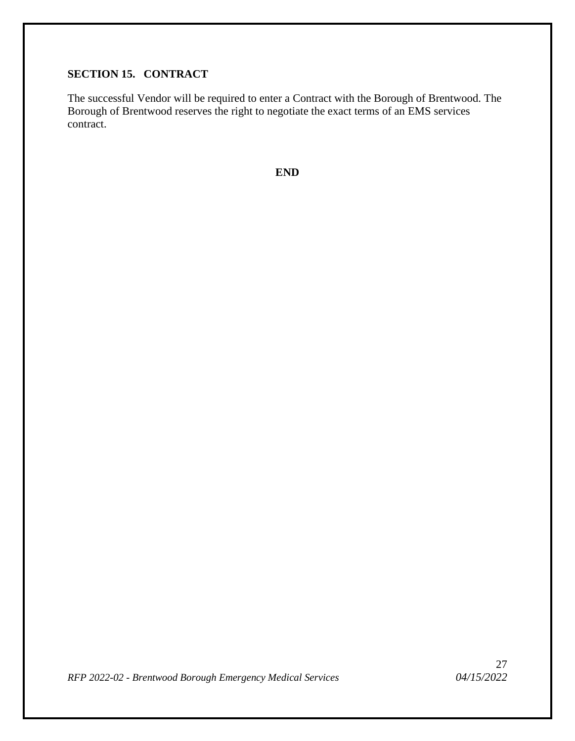## SECTION 15. CONTRACT

The successful Vendor will be required to enter a Contract with the Borough of Brentwood. The Borough of Brentwood reserves the right to negotiate the exact terms of an EMS services contract.

**END**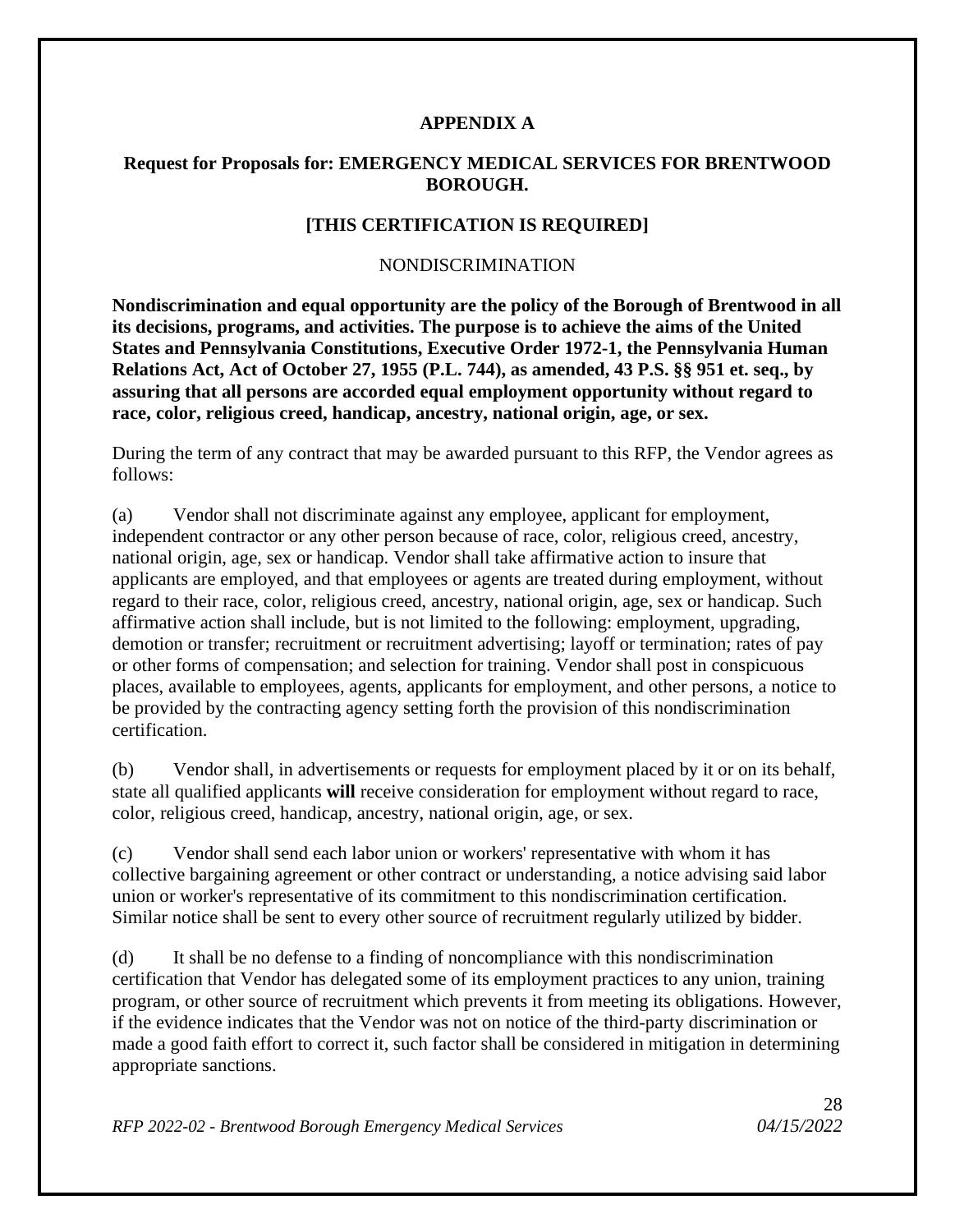# APPENDIX A

## Request for Proposals for: EMERGENCY MEDICAL SERVICES FOR BRENTWOOD BOROUGH.

**[THIS CERTIFICATION IS REQUIRED]**

NONDISCRIMINATION

**Nondiscrimination and equal opportunity are the policy of the Borough of Brentwood in all its decisions, programs, and activities. The purpose is to achieve the aims of the United States and Pennsylvania Constitutions, Executive Order 1972-1, the Pennsylvania Human Relations Act, Act of October 27, 1955 (P.L. 744), as amended, 43 P.S. §§ 951 et. seq., by assuring that all persons are accorded equal employment opportunity without regard to race, color, religious creed, handicap, ancestry, national origin, age, or sex.**

During the term of any contract that may be awarded pursuant to this RFP, the Vendor agrees as follows:

(a) Vendor shall not discriminate against any employee, applicant for employment, independent contractor or any other person because of race, color, religious creed, ancestry, national origin, age, sex or handicap. Vendor shall take affirmative action to insure that applicants are employed, and that employees or agents are treated during employment, without regard to their race, color, religious creed, ancestry, national origin, age, sex or handicap. Such affirmative action shall include, but is not limited to the following: employment, upgrading, demotion or transfer; recruitment or recruitment advertising; layoff or termination; rates of pay or other forms of compensation; and selection for training. Vendor shall post in conspicuous places, available to employees, agents, applicants for employment, and other persons, a notice to be provided by the contracting agency setting forth the provision of this nondiscrimination certification.

(b) Vendor shall, in advertisements or requests for employment placed by it or on its behalf, state all qualified applicants **will** receive consideration for employment without regard to race, color, religious creed, handicap, ancestry, national origin, age, or sex.

(c) Vendor shall send each labor union or workers' representative with whom it has collective bargaining agreement or other contract or understanding, a notice advising said labor union or worker's representative of its commitment to this nondiscrimination certification. Similar notice shall be sent to every other source of recruitment regularly utilized by bidder.

(d) It shall be no defense to a finding of noncompliance with this nondiscrimination certification that Vendor has delegated some of its employment practices to any union, training program, or other source of recruitment which prevents it from meeting its obligations. However, if the evidence indicates that the Vendor was not on notice of the third-party discrimination or made a good faith effort to correct it, such factor shall be considered in mitigation in determining appropriate sanctions.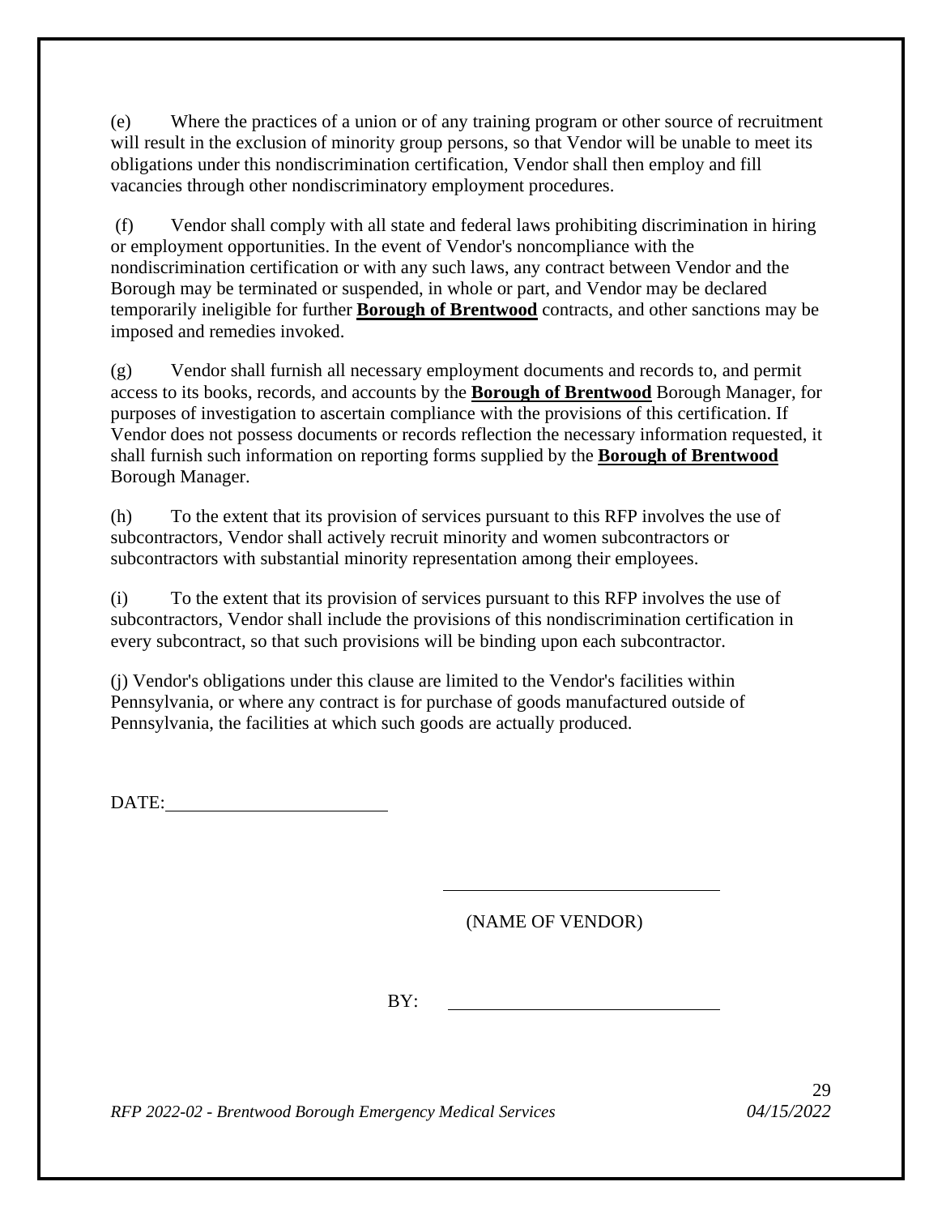(e) Where the practices of a union or of any training program or other source of recruitment will result in the exclusion of minority group persons, so that Vendor will be unable to meet its obligations under this nondiscrimination certification, Vendor shall then employ and fill vacancies through other nondiscriminatory employment procedures.

(f) Vendor shall comply with all state and federal laws prohibiting discrimination in hiring or employment opportunities. In the event of Vendor's noncompliance with the nondiscrimination certification or with any such laws, any contract between Vendor and the Borough may be terminated or suspended, in whole or part, and Vendor may be declared temporarily ineligible for further **Borough of Brentwood** contracts, and other sanctions may be imposed and remedies invoked.

(g) Vendor shall furnish all necessary employment documents and records to, and permit access to its books, records, and accounts by the **Borough of Brentwood** Borough Manager, for purposes of investigation to ascertain compliance with the provisions of this certification. If Vendor does not possess documents or records reflection the necessary information requested, it shall furnish such information on reporting forms supplied by the **Borough of Brentwood** Borough Manager.

(h) To the extent that its provision of services pursuant to this RFP involves the use of subcontractors, Vendor shall actively recruit minority and women subcontractors or subcontractors with substantial minority representation among their employees.

(i) To the extent that its provision of services pursuant to this RFP involves the use of subcontractors, Vendor shall include the provisions of this nondiscrimination certification in every subcontract, so that such provisions will be binding upon each subcontractor.

(j) Vendor's obligations under this clause are limited to the Vendor's facilities within Pennsylvania, or where any contract is for purchase of goods manufactured outside of Pennsylvania, the facilities at which such goods are actually produced.

DATE: ______________________

______________________________

(NAME OF VENDOR)

BY: ______________________________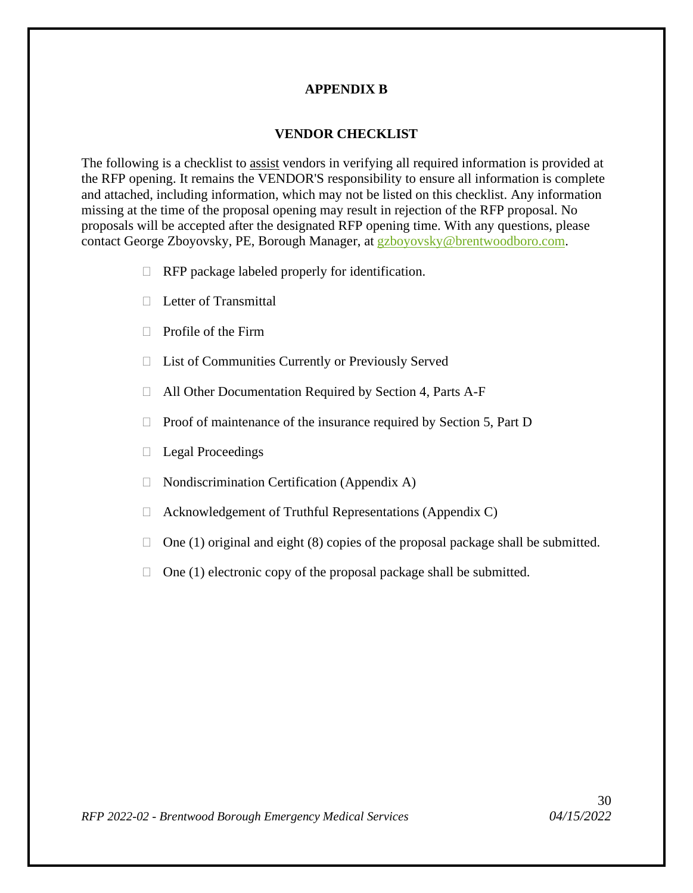# APPENDIX B

## VENDOR CHECKLIST

The following is a checklist to assist vendors in verifying all required information is provided at the RFP opening. It remains the VENDOR'S responsibility to ensure all information is complete and attached, including information, which may not be listed on this checklist. Any information missing at the time of the proposal opening may result in rejection of the RFP proposal. No proposals will be accepted after the designated RFP opening time. With any questions, please contact George Zboyovsky, PE, Borough Manager, at gzboyovsky@brentwoodboro.com.

- ☐ RFP package labeled properly for identification.
- ☐ Letter of Transmittal
- ☐ Profile of the Firm
- ☐ List of Communities Currently or Previously Served
- ☐ All Other Documentation Required by Section 4, Parts A-F
- ☐ Proof of maintenance of the insurance required by Section 5, Part D
- ☐ Legal Proceedings
- ☐ Nondiscrimination Certification (Appendix A)
- ☐ Acknowledgement of Truthful Representations (Appendix C)
- ☐ One (1) original and eight (8) copies of the proposal package shall be submitted.
- ☐ One (1) electronic copy of the proposal package shall be submitted.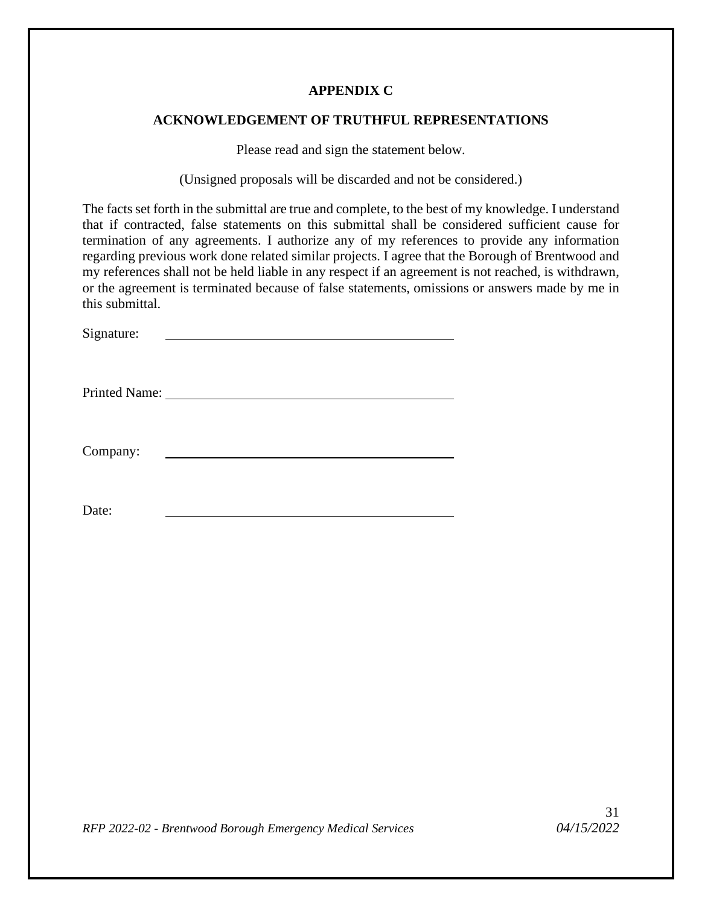## APPENDIX C

## ACKNOWLEDGEMENT OF TRUTHFUL REPRESENTATIONS

Please read and sign the statement below.

(Unsigned proposals will be discarded and not be considered.)

The facts set forth in the submittal are true and complete, to the best of my knowledge. I understand that if contracted, false statements on this submittal shall be considered sufficient cause for termination of any agreements. I authorize any of my references to provide any information regarding previous work done related similar projects. I agree that the Borough of Brentwood and my references shall not be held liable in any respect if an agreement is not reached, is withdrawn, or the agreement is terminated because of false statements, omissions or answers made by me in this submittal.

Signature: ____________________________________________

Printed Name: ____________________________________________

Company: ____________________________________________

Date: ____________________________________________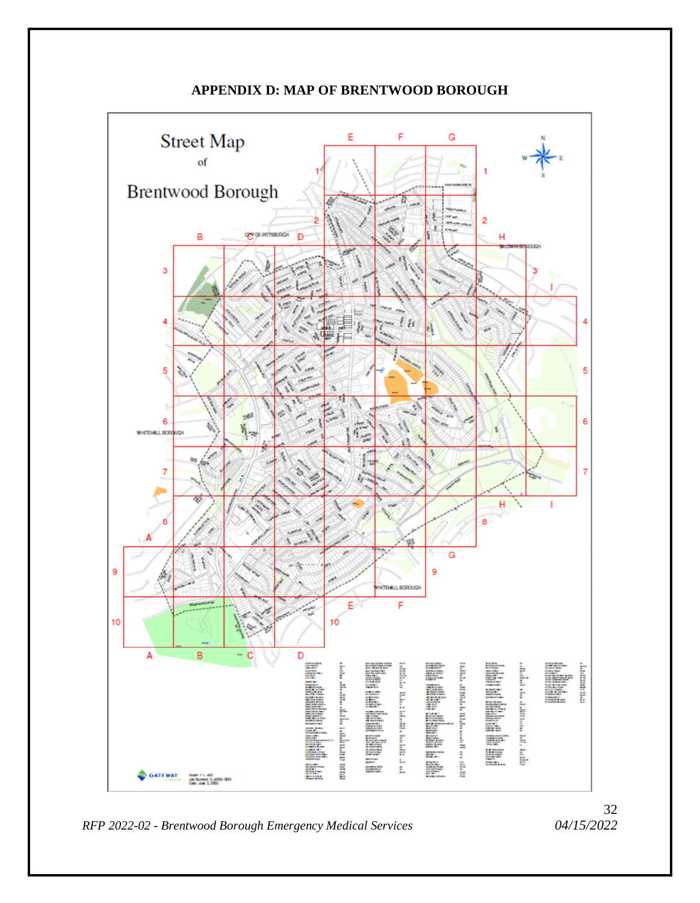# APPENDIX D: MAP OF BRENTWOOD BOROUGH

Street Map

of

Brentwood Borough

CITY OF PITTSBURGH

BALDWIN BOROUGH

WHITEHALL BOROUGH

WHITEHALL BOROUGH

A B C D E F G H I

1 2 3 4 5 6 7 8 9 10

N

W E

S

GATEWAY